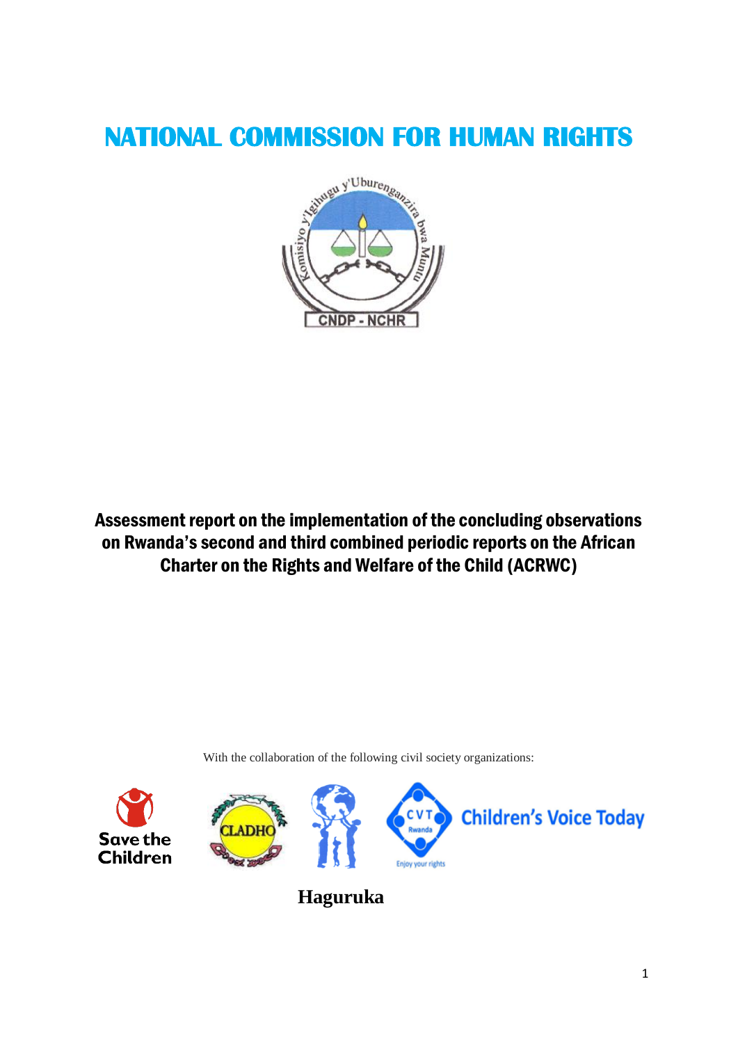# NATIONAL COMMISSION FOR HUMAN RIGHTS

Komisiyo y'Igihugu y'Uburenganzira bwa Muntu

CNDP - NCHR

## Assessment report on the implementation of the concluding observations on Rwanda's second and third combined periodic reports on the African Charter on the Rights and Welfare of the Child (ACRWC)

With the collaboration of the following civil society organizations:

Save the Children

CLADHO

CVT Rwanda

Enjoy your rights

Children's Voice Today

**Haguruka**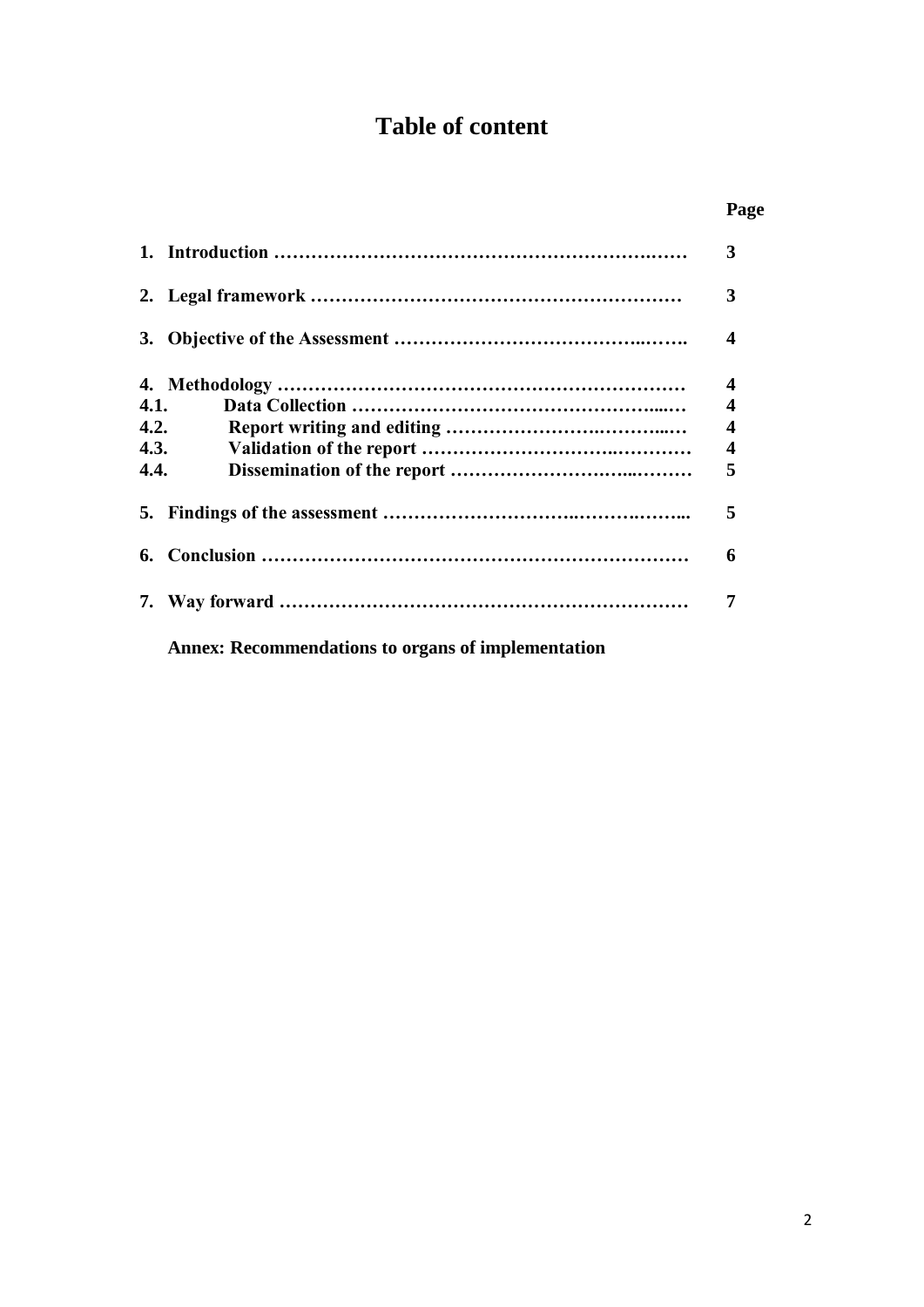# Table of content

| | Page |
|---|---|
| **1. Introduction** | **3** |
| **2. Legal framework** | **3** |
| **3. Objective of the Assessment** | **4** |
| **4. Methodology** | **4** |
| **4.1. Data Collection** | **4** |
| **4.2. Report writing and editing** | **4** |
| **4.3. Validation of the report** | **4** |
| **4.4. Dissemination of the report** | **5** |
| **5. Findings of the assessment** | **5** |
| **6. Conclusion** | **6** |
| **7. Way forward** | **7** |
| **Annex: Recommendations to organs of implementation** | |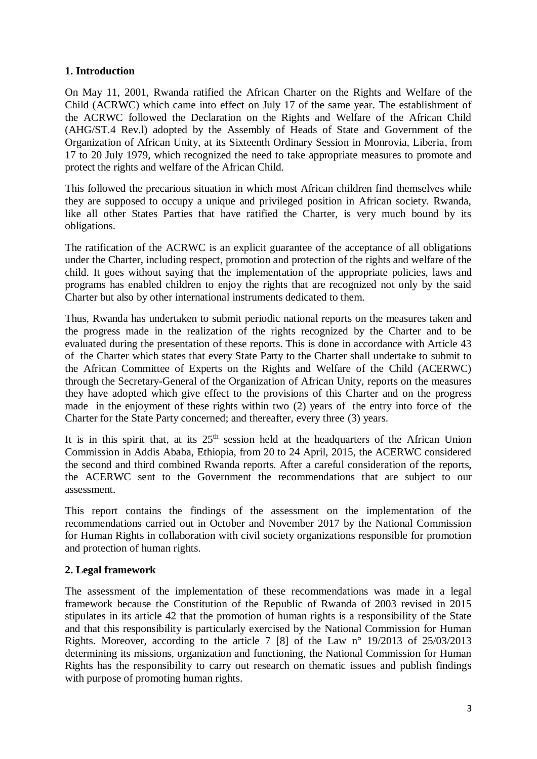## 1. Introduction

On May 11, 2001, Rwanda ratified the African Charter on the Rights and Welfare of the Child (ACRWC) which came into effect on July 17 of the same year. The establishment of the ACRWC followed the Declaration on the Rights and Welfare of the African Child (AHG/ST.4 Rev.l) adopted by the Assembly of Heads of State and Government of the Organization of African Unity, at its Sixteenth Ordinary Session in Monrovia, Liberia, from 17 to 20 July 1979, which recognized the need to take appropriate measures to promote and protect the rights and welfare of the African Child.

This followed the precarious situation in which most African children find themselves while they are supposed to occupy a unique and privileged position in African society. Rwanda, like all other States Parties that have ratified the Charter, is very much bound by its obligations.

The ratification of the ACRWC is an explicit guarantee of the acceptance of all obligations under the Charter, including respect, promotion and protection of the rights and welfare of the child. It goes without saying that the implementation of the appropriate policies, laws and programs has enabled children to enjoy the rights that are recognized not only by the said Charter but also by other international instruments dedicated to them.

Thus, Rwanda has undertaken to submit periodic national reports on the measures taken and the progress made in the realization of the rights recognized by the Charter and to be evaluated during the presentation of these reports. This is done in accordance with Article 43 of the Charter which states that every State Party to the Charter shall undertake to submit to the African Committee of Experts on the Rights and Welfare of the Child (ACERWC) through the Secretary-General of the Organization of African Unity, reports on the measures they have adopted which give effect to the provisions of this Charter and on the progress made in the enjoyment of these rights within two (2) years of the entry into force of the Charter for the State Party concerned; and thereafter, every three (3) years.

It is in this spirit that, at its 25th session held at the headquarters of the African Union Commission in Addis Ababa, Ethiopia, from 20 to 24 April, 2015, the ACERWC considered the second and third combined Rwanda reports. After a careful consideration of the reports, the ACERWC sent to the Government the recommendations that are subject to our assessment.

This report contains the findings of the assessment on the implementation of the recommendations carried out in October and November 2017 by the National Commission for Human Rights in collaboration with civil society organizations responsible for promotion and protection of human rights.

## 2. Legal framework

The assessment of the implementation of these recommendations was made in a legal framework because the Constitution of the Republic of Rwanda of 2003 revised in 2015 stipulates in its article 42 that the promotion of human rights is a responsibility of the State and that this responsibility is particularly exercised by the National Commission for Human Rights. Moreover, according to the article 7 [8] of the Law n° 19/2013 of 25/03/2013 determining its missions, organization and functioning, the National Commission for Human Rights has the responsibility to carry out research on thematic issues and publish findings with purpose of promoting human rights.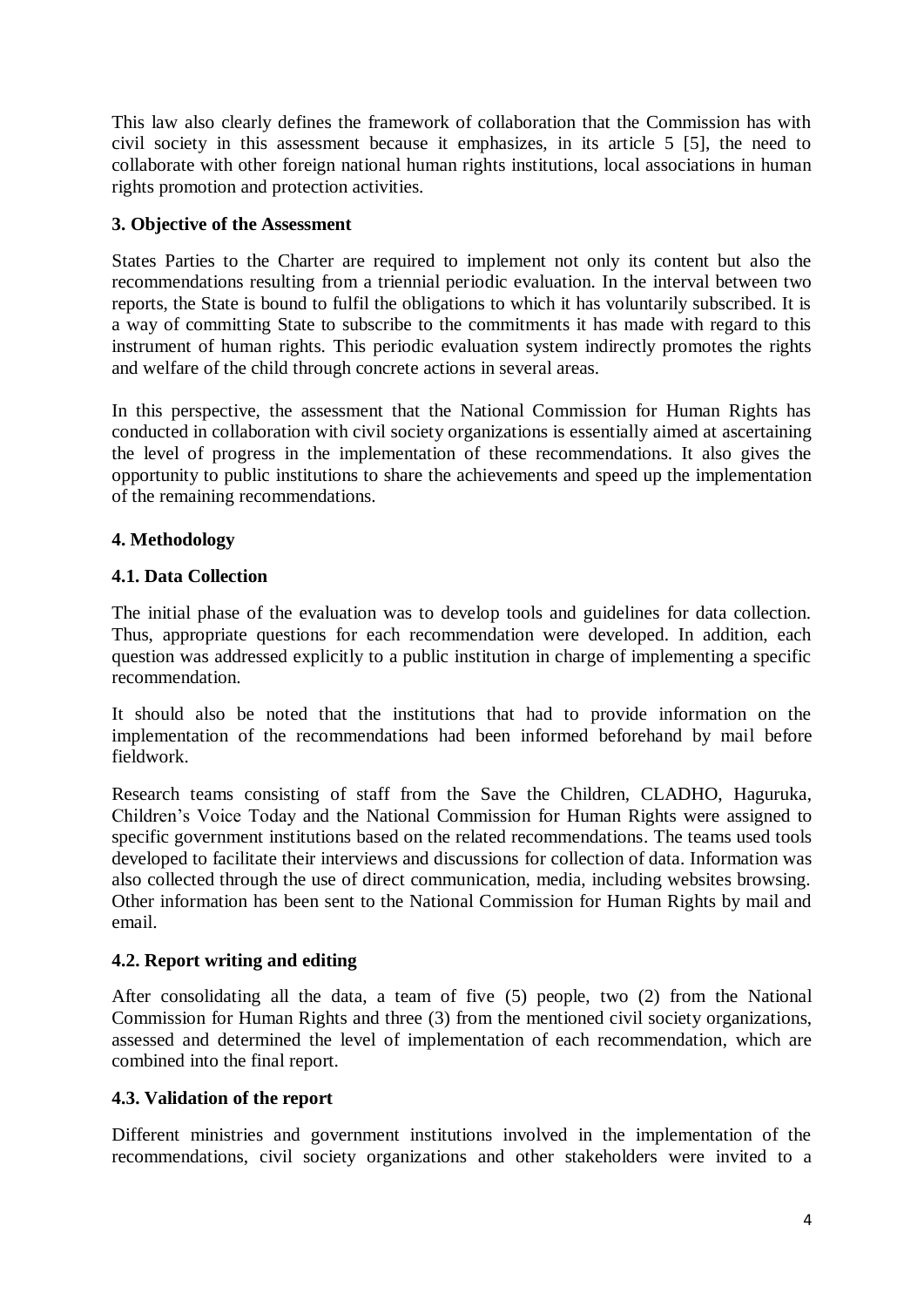This law also clearly defines the framework of collaboration that the Commission has with civil society in this assessment because it emphasizes, in its article 5 [5], the need to collaborate with other foreign national human rights institutions, local associations in human rights promotion and protection activities.

### 3. Objective of the Assessment

States Parties to the Charter are required to implement not only its content but also the recommendations resulting from a triennial periodic evaluation. In the interval between two reports, the State is bound to fulfil the obligations to which it has voluntarily subscribed. It is a way of committing State to subscribe to the commitments it has made with regard to this instrument of human rights. This periodic evaluation system indirectly promotes the rights and welfare of the child through concrete actions in several areas.

In this perspective, the assessment that the National Commission for Human Rights has conducted in collaboration with civil society organizations is essentially aimed at ascertaining the level of progress in the implementation of these recommendations. It also gives the opportunity to public institutions to share the achievements and speed up the implementation of the remaining recommendations.

### 4. Methodology

#### 4.1. Data Collection

The initial phase of the evaluation was to develop tools and guidelines for data collection. Thus, appropriate questions for each recommendation were developed. In addition, each question was addressed explicitly to a public institution in charge of implementing a specific recommendation.

It should also be noted that the institutions that had to provide information on the implementation of the recommendations had been informed beforehand by mail before fieldwork.

Research teams consisting of staff from the Save the Children, CLADHO, Haguruka, Children's Voice Today and the National Commission for Human Rights were assigned to specific government institutions based on the related recommendations. The teams used tools developed to facilitate their interviews and discussions for collection of data. Information was also collected through the use of direct communication, media, including websites browsing. Other information has been sent to the National Commission for Human Rights by mail and email.

#### 4.2. Report writing and editing

After consolidating all the data, a team of five (5) people, two (2) from the National Commission for Human Rights and three (3) from the mentioned civil society organizations, assessed and determined the level of implementation of each recommendation, which are combined into the final report.

#### 4.3. Validation of the report

Different ministries and government institutions involved in the implementation of the recommendations, civil society organizations and other stakeholders were invited to a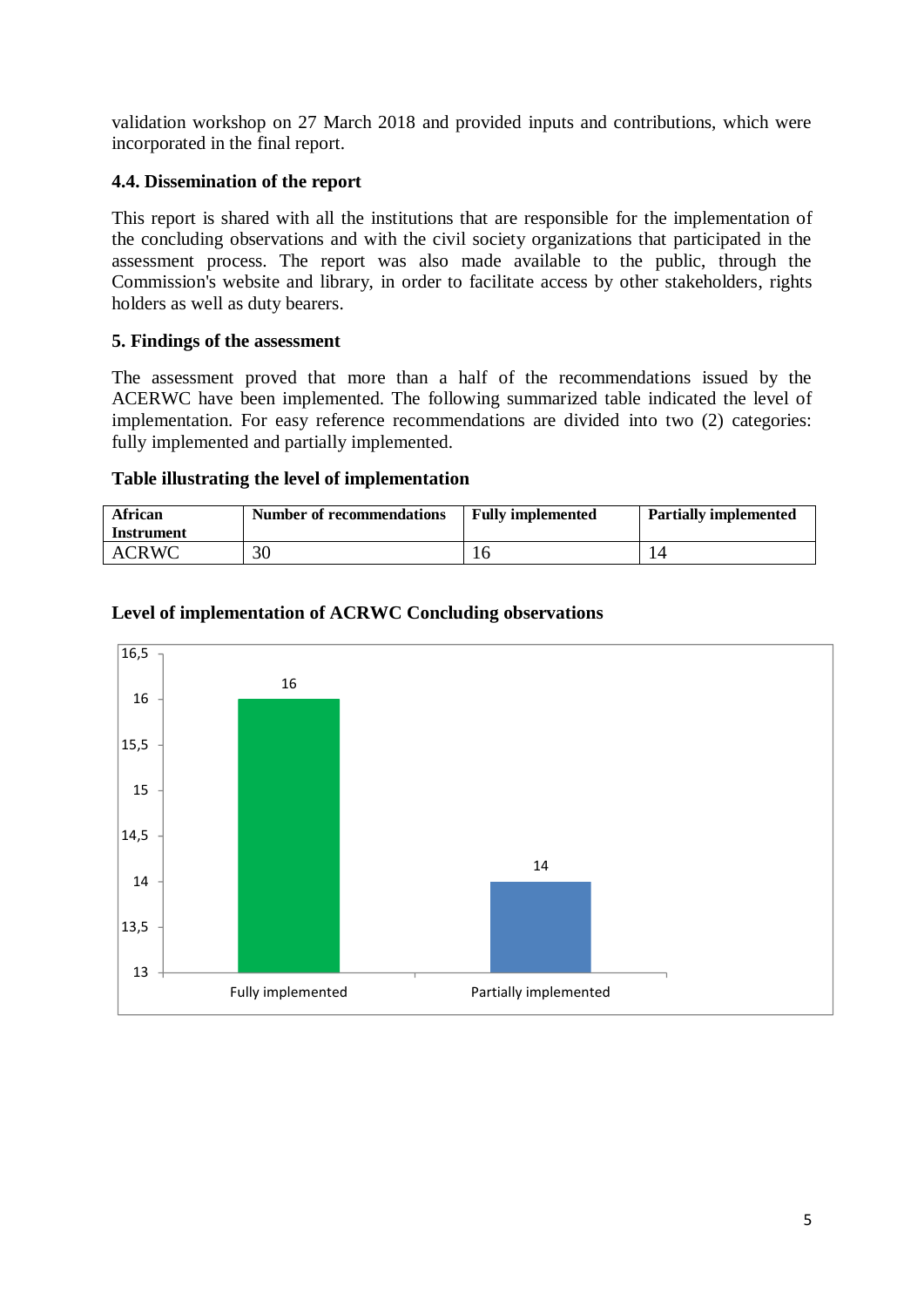validation workshop on 27 March 2018 and provided inputs and contributions, which were incorporated in the final report.

### 4.4. Dissemination of the report

This report is shared with all the institutions that are responsible for the implementation of the concluding observations and with the civil society organizations that participated in the assessment process. The report was also made available to the public, through the Commission's website and library, in order to facilitate access by other stakeholders, rights holders as well as duty bearers.

## 5. Findings of the assessment

The assessment proved that more than a half of the recommendations issued by the ACERWC have been implemented. The following summarized table indicated the level of implementation. For easy reference recommendations are divided into two (2) categories: fully implemented and partially implemented.

**Table illustrating the level of implementation**

| African Instrument | Number of recommendations | Fully implemented | Partially implemented |
|---|---|---|---|
| ACRWC | 30 | 16 | 14 |

**Level of implementation of ACRWC Concluding observations**

| | Fully implemented | Partially implemented |
|---|---|---|
| Value | 16 | 14 |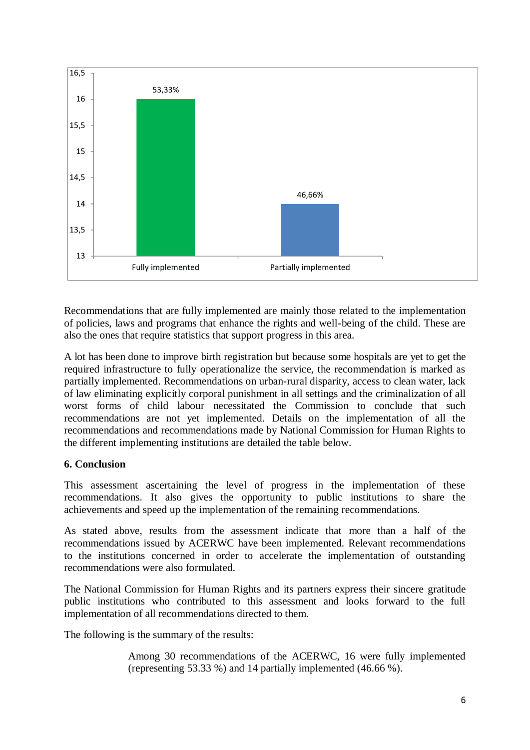Recommendations that are fully implemented are mainly those related to the implementation of policies, laws and programs that enhance the rights and well-being of the child. These are also the ones that require statistics that support progress in this area.

A lot has been done to improve birth registration but because some hospitals are yet to get the required infrastructure to fully operationalize the service, the recommendation is marked as partially implemented. Recommendations on urban-rural disparity, access to clean water, lack of law eliminating explicitly corporal punishment in all settings and the criminalization of all worst forms of child labour necessitated the Commission to conclude that such recommendations are not yet implemented. Details on the implementation of all the recommendations and recommendations made by National Commission for Human Rights to the different implementing institutions are detailed the table below.

**6. Conclusion**

This assessment ascertaining the level of progress in the implementation of these recommendations. It also gives the opportunity to public institutions to share the achievements and speed up the implementation of the remaining recommendations.

As stated above, results from the assessment indicate that more than a half of the recommendations issued by ACERWC have been implemented. Relevant recommendations to the institutions concerned in order to accelerate the implementation of outstanding recommendations were also formulated.

The National Commission for Human Rights and its partners express their sincere gratitude public institutions who contributed to this assessment and looks forward to the full implementation of all recommendations directed to them.

The following is the summary of the results:

> Among 30 recommendations of the ACERWC, 16 were fully implemented (representing 53.33 %) and 14 partially implemented (46.66 %).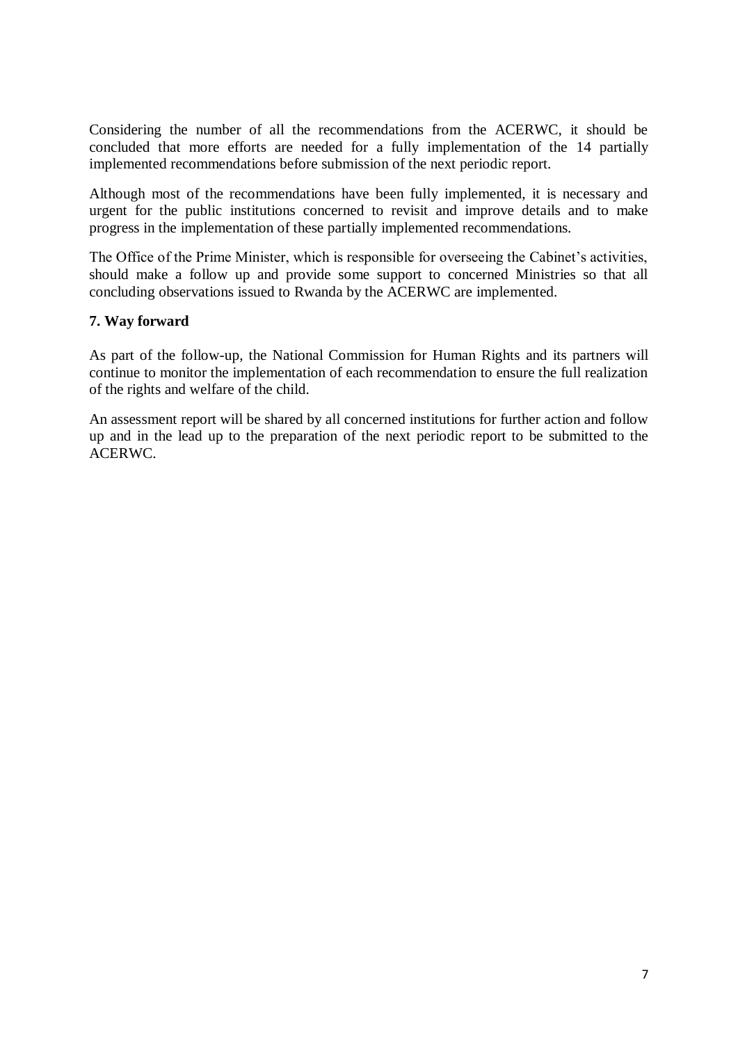Considering the number of all the recommendations from the ACERWC, it should be concluded that more efforts are needed for a fully implementation of the 14 partially implemented recommendations before submission of the next periodic report.

Although most of the recommendations have been fully implemented, it is necessary and urgent for the public institutions concerned to revisit and improve details and to make progress in the implementation of these partially implemented recommendations.

The Office of the Prime Minister, which is responsible for overseeing the Cabinet's activities, should make a follow up and provide some support to concerned Ministries so that all concluding observations issued to Rwanda by the ACERWC are implemented.

## 7. Way forward

As part of the follow-up, the National Commission for Human Rights and its partners will continue to monitor the implementation of each recommendation to ensure the full realization of the rights and welfare of the child.

An assessment report will be shared by all concerned institutions for further action and follow up and in the lead up to the preparation of the next periodic report to be submitted to the ACERWC.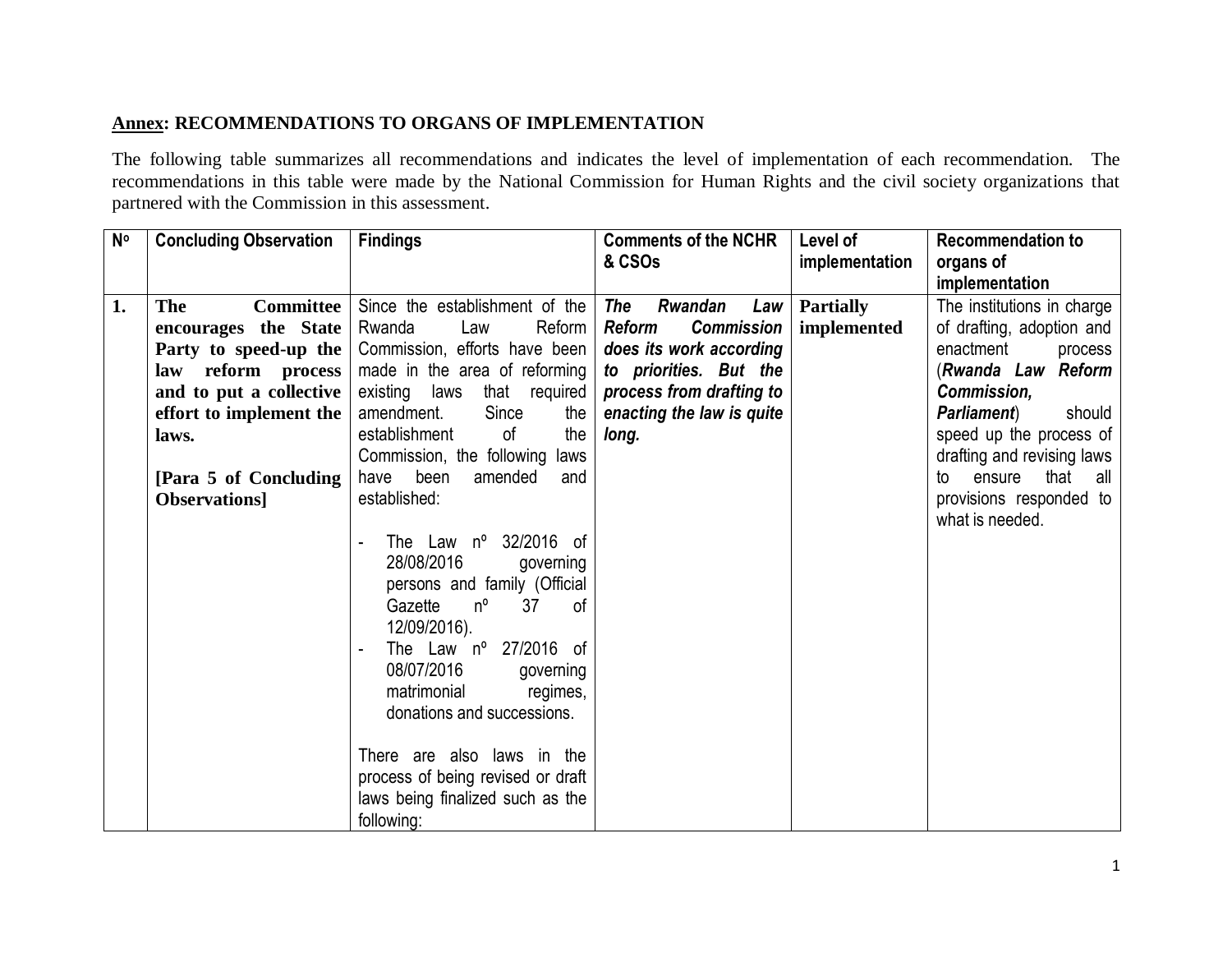**<u>Annex</u>: RECOMMENDATIONS TO ORGANS OF IMPLEMENTATION**

The following table summarizes all recommendations and indicates the level of implementation of each recommendation. The recommendations in this table were made by the National Commission for Human Rights and the civil society organizations that partnered with the Commission in this assessment.

| N° | Concluding Observation | Findings | Comments of the NCHR & CSOs | Level of implementation | Recommendation to organs of implementation |
|---|---|---|---|---|---|
| **1.** | **The Committee encourages the State Party to speed-up the law reform process and to put a collective effort to implement the laws.**<br><br>**[Para 5 of Concluding Observations]** | Since the establishment of the Rwanda Law Reform Commission, efforts have been made in the area of reforming existing laws that required amendment. Since the establishment of the Commission, the following laws have been amended and established:<br><br>- The Law nº 32/2016 of 28/08/2016 governing persons and family (Official Gazette nº 37 of 12/09/2016).<br>- The Law nº 27/2016 of 08/07/2016 governing matrimonial regimes, donations and successions.<br><br>There are also laws in the process of being revised or draft laws being finalized such as the following: | ***The Rwandan Law Reform Commission does its work according to priorities. But the process from drafting to enacting the law is quite long.*** | **Partially implemented** | The institutions in charge of drafting, adoption and enactment process (***Rwanda Law Reform Commission, Parliament***) should speed up the process of drafting and revising laws to ensure that all provisions responded to what is needed. |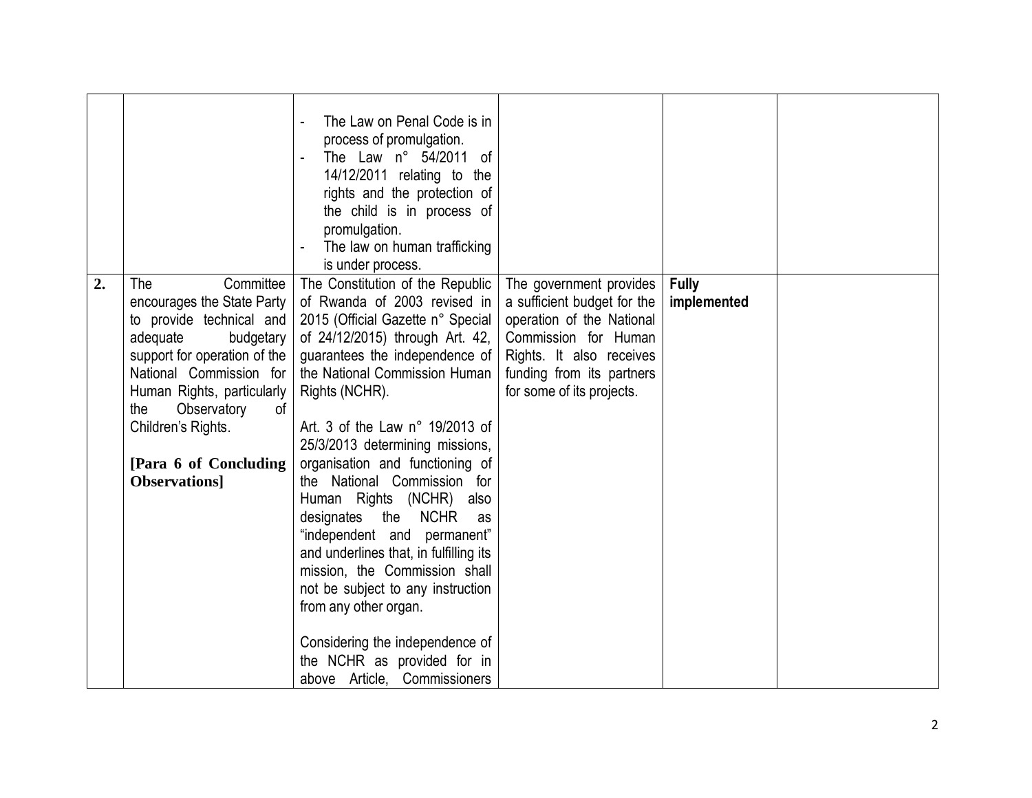| | | | | | |
|---|---|---|---|---|---|
| | | - The Law on Penal Code is in process of promulgation.<br>- The Law n° 54/2011 of 14/12/2011 relating to the rights and the protection of the child is in process of promulgation.<br>- The law on human trafficking is under process. | | | |
| **2.** | The Committee encourages the State Party to provide technical and adequate budgetary support for operation of the National Commission for Human Rights, particularly the Observatory of Children's Rights.<br><br>**[Para 6 of Concluding Observations]** | The Constitution of the Republic of Rwanda of 2003 revised in 2015 (Official Gazette n° Special of 24/12/2015) through Art. 42, guarantees the independence of the National Commission Human Rights (NCHR).<br><br>Art. 3 of the Law n° 19/2013 of 25/3/2013 determining missions, organisation and functioning of the National Commission for Human Rights (NCHR) also designates the NCHR as "independent and permanent" and underlines that, in fulfilling its mission, the Commission shall not be subject to any instruction from any other organ.<br><br>Considering the independence of the NCHR as provided for in above Article, Commissioners | The government provides a sufficient budget for the operation of the National Commission for Human Rights. It also receives funding from its partners for some of its projects. | **Fully implemented** | |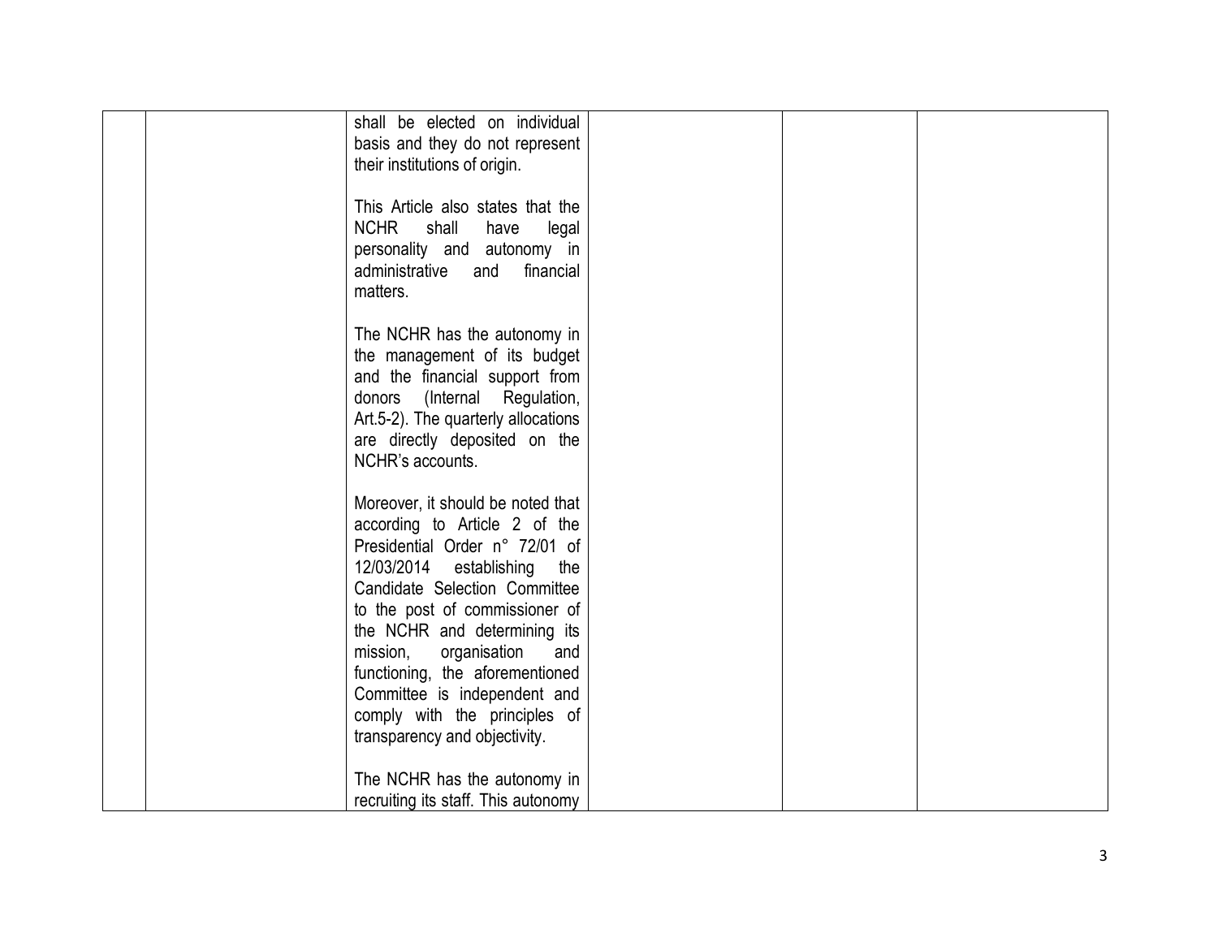|  |  |  |  |  |  |
|---|---|---|---|---|---|
|  |  | shall be elected on individual basis and they do not represent their institutions of origin.<br><br>This Article also states that the NCHR shall have legal personality and autonomy in administrative and financial matters.<br><br>The NCHR has the autonomy in the management of its budget and the financial support from donors (Internal Regulation, Art.5-2). The quarterly allocations are directly deposited on the NCHR's accounts.<br><br>Moreover, it should be noted that according to Article 2 of the Presidential Order n° 72/01 of 12/03/2014 establishing the Candidate Selection Committee to the post of commissioner of the NCHR and determining its mission, organisation and functioning, the aforementioned Committee is independent and comply with the principles of transparency and objectivity.<br><br>The NCHR has the autonomy in recruiting its staff. This autonomy |  |  |  |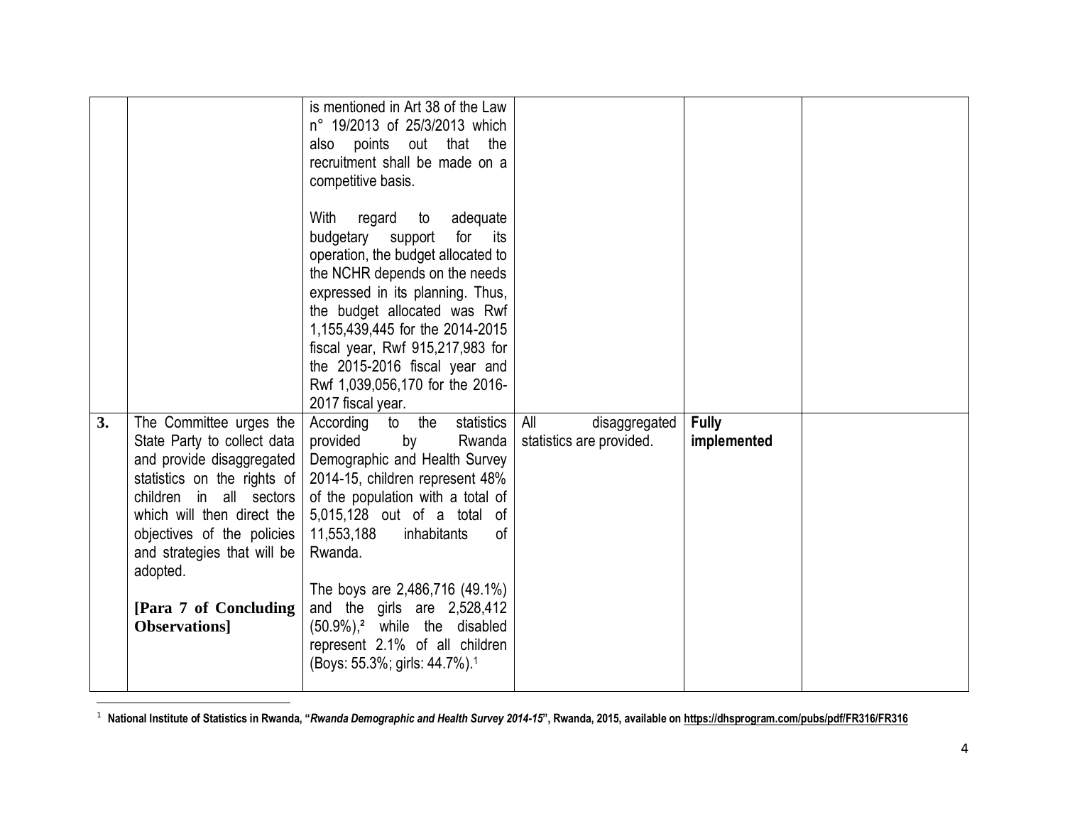| | | | | | |
|---|---|---|---|---|---|
| | | is mentioned in Art 38 of the Law n° 19/2013 of 25/3/2013 which also points out that the recruitment shall be made on a competitive basis.<br><br>With regard to adequate budgetary support for its operation, the budget allocated to the NCHR depends on the needs expressed in its planning. Thus, the budget allocated was Rwf 1,155,439,445 for the 2014-2015 fiscal year, Rwf 915,217,983 for the 2015-2016 fiscal year and Rwf 1,039,056,170 for the 2016-2017 fiscal year. | | | |
| **3.** | The Committee urges the State Party to collect data and provide disaggregated statistics on the rights of children in all sectors which will then direct the objectives of the policies and strategies that will be adopted.<br><br>**[Para 7 of Concluding Observations]** | According to the statistics provided by Rwanda Demographic and Health Survey 2014-15, children represent 48% of the population with a total of 5,015,128 out of a total of 11,553,188 inhabitants of Rwanda.<br><br>The boys are 2,486,716 (49.1%) and the girls are 2,528,412 (50.9%),[2] while the disabled represent 2.1% of all children (Boys: 55.3%; girls: 44.7%).[1] | All disaggregated statistics are provided. | **Fully implemented** | |

[1] **National Institute of Statistics in Rwanda, "*Rwanda Demographic and Health Survey 2014-15*", Rwanda, 2015, available on https://dhsprogram.com/pubs/pdf/FR316/FR316**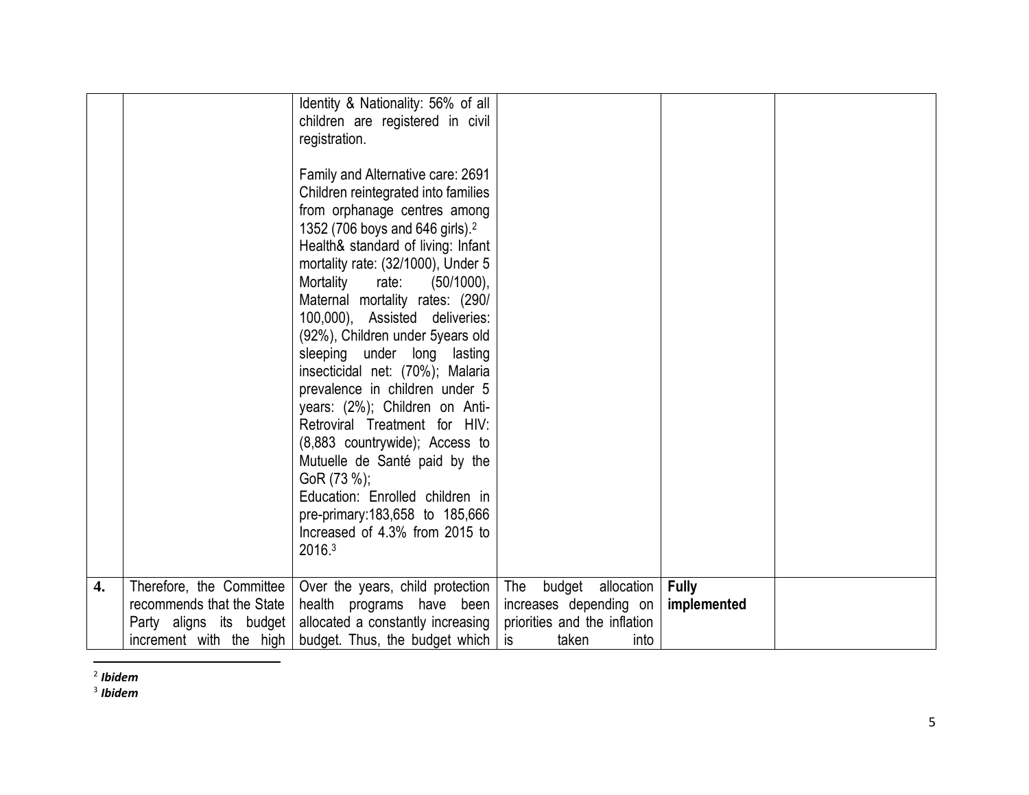| | | | | | |
|---|---|---|---|---|---|
| | | Identity & Nationality: 56% of all children are registered in civil registration.<br><br>Family and Alternative care: 2691 Children reintegrated into families from orphanage centres among 1352 (706 boys and 646 girls).[2]<br>Health& standard of living: Infant mortality rate: (32/1000), Under 5 Mortality rate: (50/1000), Maternal mortality rates: (290/ 100,000), Assisted deliveries: (92%), Children under 5years old sleeping under long lasting insecticidal net: (70%); Malaria prevalence in children under 5 years: (2%); Children on Anti-Retroviral Treatment for HIV: (8,883 countrywide); Access to Mutuelle de Santé paid by the GoR (73 %);<br>Education: Enrolled children in pre-primary:183,658 to 185,666 Increased of 4.3% from 2015 to 2016.[3] | | | |
| **4.** | Therefore, the Committee recommends that the State Party aligns its budget increment with the high | Over the years, child protection health programs have been allocated a constantly increasing budget. Thus, the budget which | The budget allocation increases depending on priorities and the inflation is taken into | **Fully implemented** | |

[2] ***Ibidem***

[3] ***Ibidem***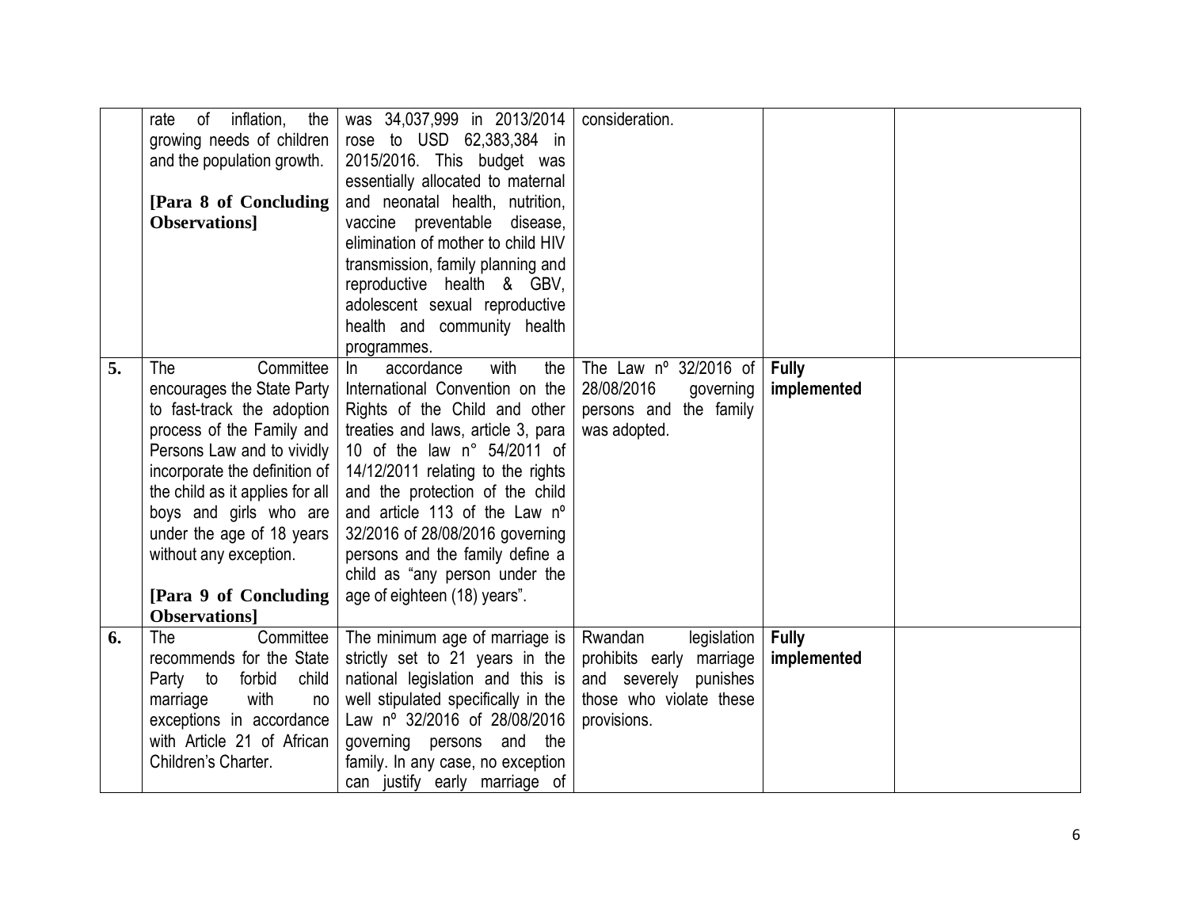| | | | | | |
|---|---|---|---|---|---|
| | rate of inflation, the growing needs of children and the population growth.<br><br>**[Para 8 of Concluding Observations]** | was 34,037,999 in 2013/2014 rose to USD 62,383,384 in 2015/2016. This budget was essentially allocated to maternal and neonatal health, nutrition, vaccine preventable disease, elimination of mother to child HIV transmission, family planning and reproductive health & GBV, adolescent sexual reproductive health and community health programmes. | consideration. | | |
| **5.** | The Committee encourages the State Party to fast-track the adoption process of the Family and Persons Law and to vividly incorporate the definition of the child as it applies for all boys and girls who are under the age of 18 years without any exception.<br><br>**[Para 9 of Concluding Observations]** | In accordance with the International Convention on the Rights of the Child and other treaties and laws, article 3, para 10 of the law n° 54/2011 of 14/12/2011 relating to the rights and the protection of the child and article 113 of the Law nº 32/2016 of 28/08/2016 governing persons and the family define a child as "any person under the age of eighteen (18) years". | The Law nº 32/2016 of 28/08/2016 governing persons and the family was adopted. | **Fully implemented** | |
| **6.** | The Committee recommends for the State Party to forbid child marriage with no exceptions in accordance with Article 21 of African Children's Charter. | The minimum age of marriage is strictly set to 21 years in the national legislation and this is well stipulated specifically in the Law nº 32/2016 of 28/08/2016 governing persons and the family. In any case, no exception can justify early marriage of | Rwandan legislation prohibits early marriage and severely punishes those who violate these provisions. | **Fully implemented** | |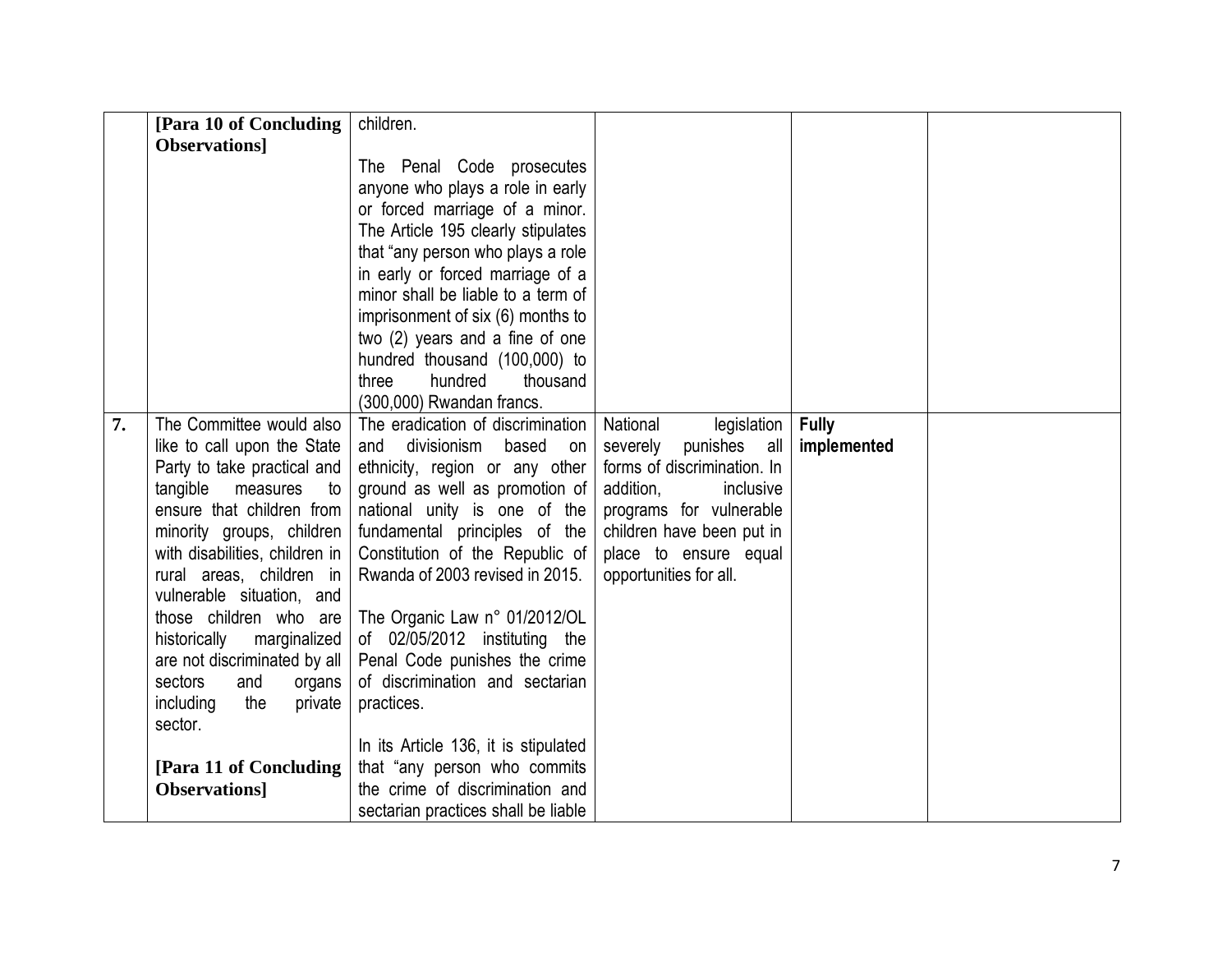|  |  |  |  |  |  |
|---|---|---|---|---|---|
|  | **[Para 10 of Concluding Observations]** | children.<br><br>The Penal Code prosecutes anyone who plays a role in early or forced marriage of a minor. The Article 195 clearly stipulates that "any person who plays a role in early or forced marriage of a minor shall be liable to a term of imprisonment of six (6) months to two (2) years and a fine of one hundred thousand (100,000) to three hundred thousand (300,000) Rwandan francs. |  |  |  |
| **7.** | The Committee would also like to call upon the State Party to take practical and tangible measures to ensure that children from minority groups, children with disabilities, children in rural areas, children in vulnerable situation, and those children who are historically marginalized are not discriminated by all sectors and organs including the private sector.<br><br>**[Para 11 of Concluding Observations]** | The eradication of discrimination and divisionism based on ethnicity, region or any other ground as well as promotion of national unity is one of the fundamental principles of the Constitution of the Republic of Rwanda of 2003 revised in 2015.<br><br>The Organic Law n° 01/2012/OL of 02/05/2012 instituting the Penal Code punishes the crime of discrimination and sectarian practices.<br><br>In its Article 136, it is stipulated that "any person who commits the crime of discrimination and sectarian practices shall be liable | National legislation severely punishes all forms of discrimination. In addition, inclusive programs for vulnerable children have been put in place to ensure equal opportunities for all. | **Fully implemented** |  |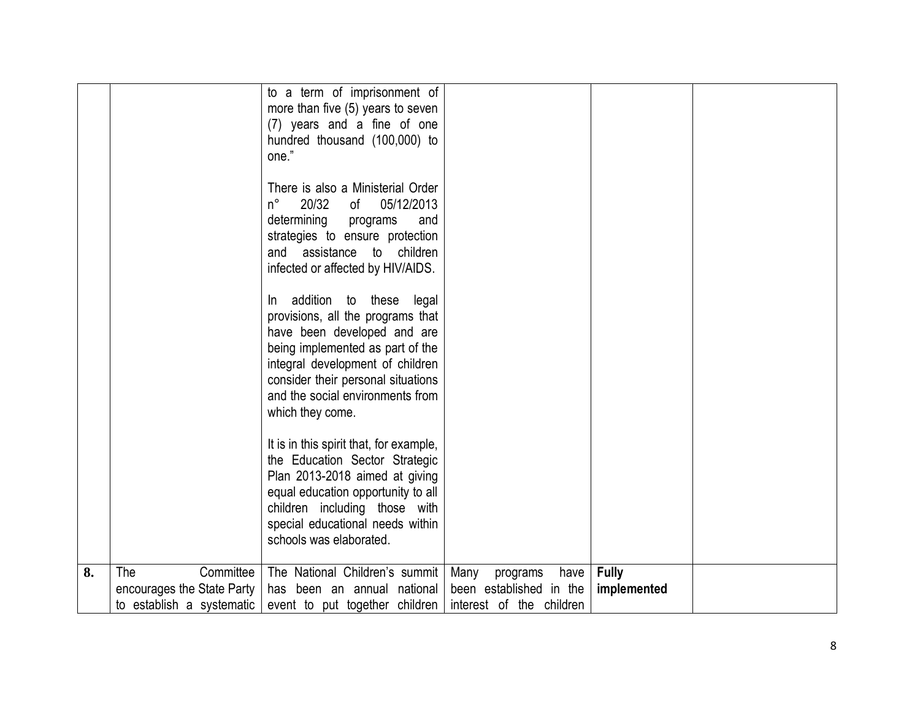| | | | | | |
|---|---|---|---|---|---|
| | | to a term of imprisonment of more than five (5) years to seven (7) years and a fine of one hundred thousand (100,000) to one."<br><br>There is also a Ministerial Order n° 20/32 of 05/12/2013 determining programs and strategies to ensure protection and assistance to children infected or affected by HIV/AIDS.<br><br>In addition to these legal provisions, all the programs that have been developed and are being implemented as part of the integral development of children consider their personal situations and the social environments from which they come.<br><br>It is in this spirit that, for example, the Education Sector Strategic Plan 2013-2018 aimed at giving equal education opportunity to all children including those with special educational needs within schools was elaborated. | | | |
| **8.** | The Committee encourages the State Party to establish a systematic | The National Children's summit has been an annual national event to put together children | Many programs have been established in the interest of the children | **Fully implemented** | |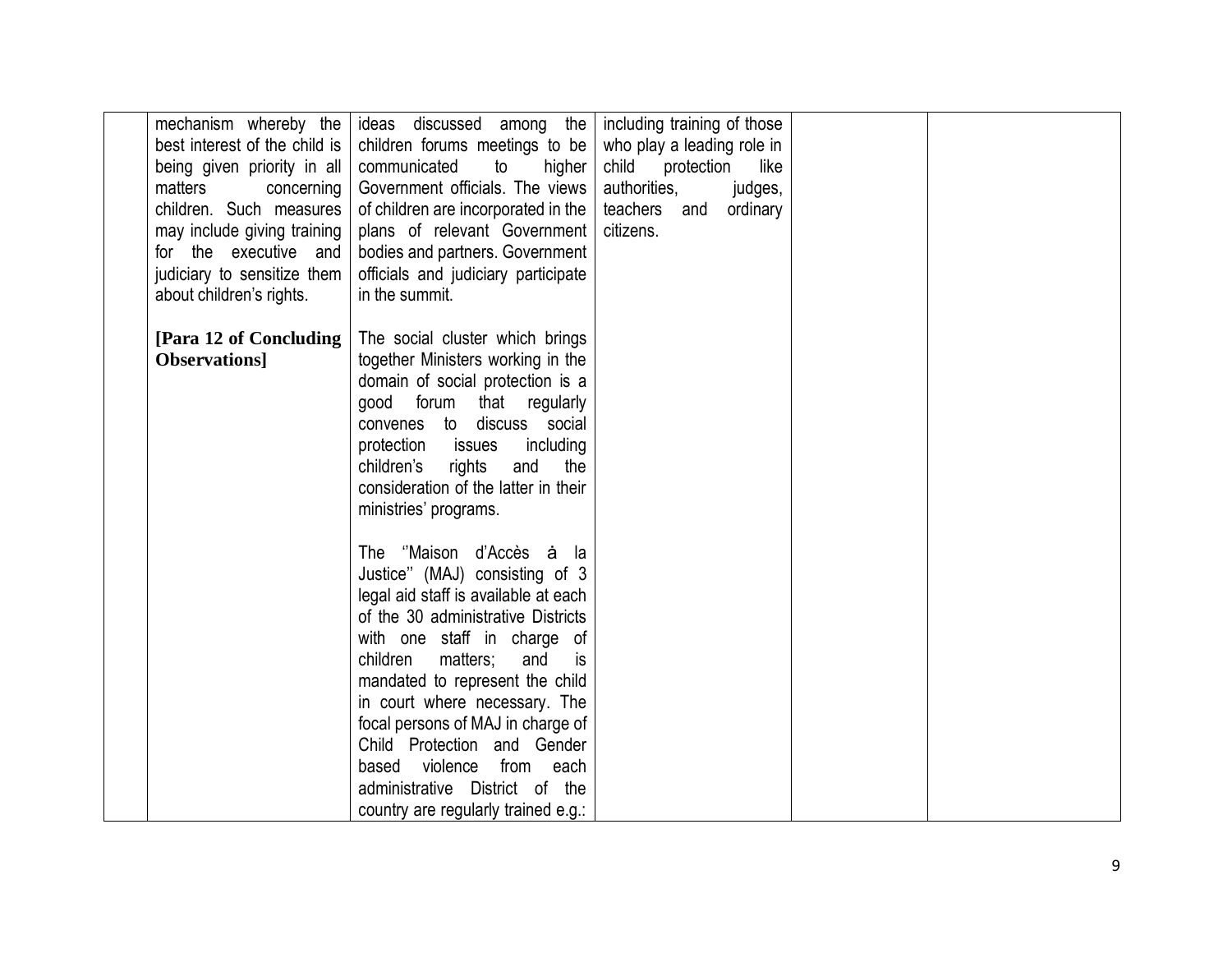| | | | | | |
|---|---|---|---|---|---|
| | mechanism whereby the best interest of the child is being given priority in all matters concerning children. Such measures may include giving training for the executive and judiciary to sensitize them about children's rights.<br><br>**[Para 12 of Concluding Observations]** | ideas discussed among the children forums meetings to be communicated to higher Government officials. The views of children are incorporated in the plans of relevant Government bodies and partners. Government officials and judiciary participate in the summit.<br><br>The social cluster which brings together Ministers working in the domain of social protection is a good forum that regularly convenes to discuss social protection issues including children's rights and the consideration of the latter in their ministries' programs.<br><br>The ''Maison d'Accès à la Justice'' (MAJ) consisting of 3 legal aid staff is available at each of the 30 administrative Districts with one staff in charge of children matters; and is mandated to represent the child in court where necessary. The focal persons of MAJ in charge of Child Protection and Gender based violence from each administrative District of the country are regularly trained e.g.: | including training of those who play a leading role in child protection like authorities, judges, teachers and ordinary citizens. | | |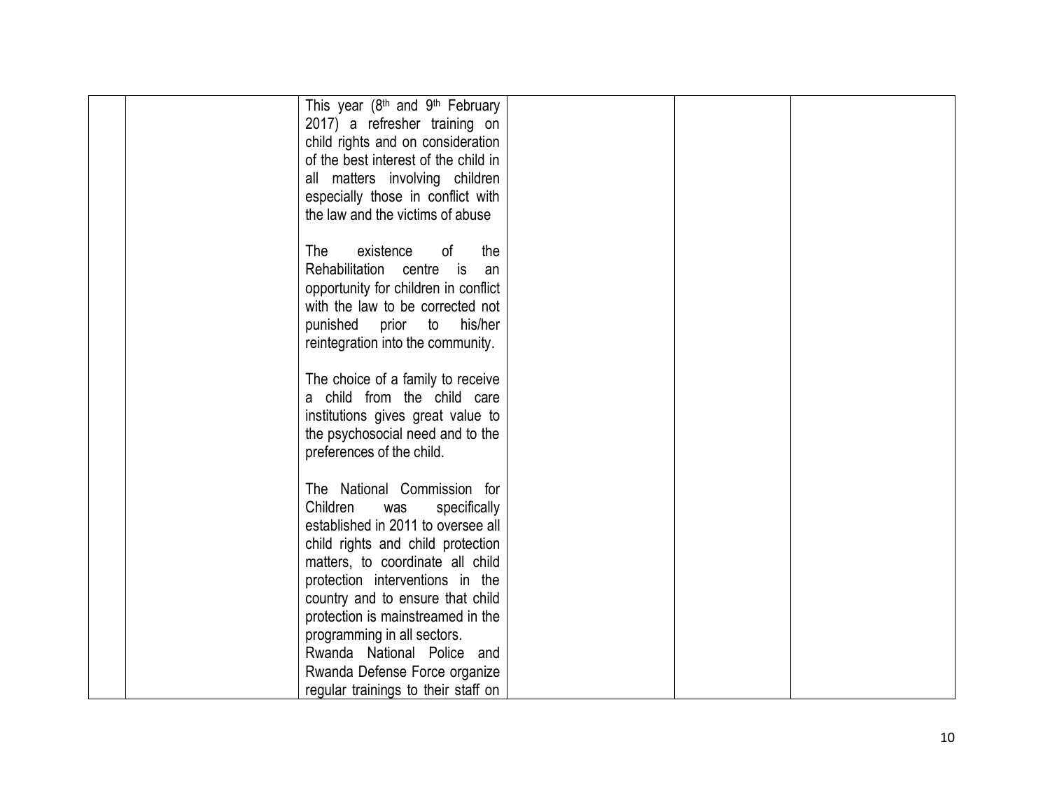|  |  |  |  |  |  |
|---|---|---|---|---|---|
|  |  | This year (8th and 9th February 2017) a refresher training on child rights and on consideration of the best interest of the child in all matters involving children especially those in conflict with the law and the victims of abuse<br><br>The existence of the Rehabilitation centre is an opportunity for children in conflict with the law to be corrected not punished prior to his/her reintegration into the community.<br><br>The choice of a family to receive a child from the child care institutions gives great value to the psychosocial need and to the preferences of the child.<br><br>The National Commission for Children was specifically established in 2011 to oversee all child rights and child protection matters, to coordinate all child protection interventions in the country and to ensure that child protection is mainstreamed in the programming in all sectors.<br>Rwanda National Police and Rwanda Defense Force organize regular trainings to their staff on |  |  |  |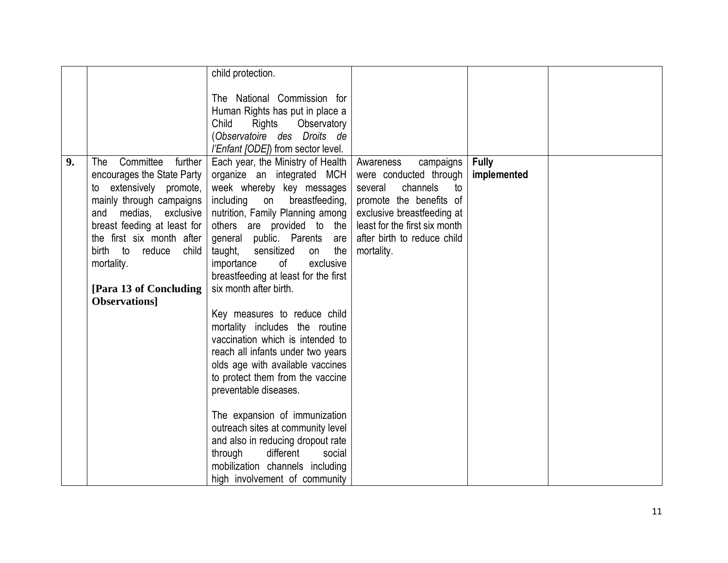| | | | | | |
|---|---|---|---|---|---|
| | | child protection.<br><br>The National Commission for Human Rights has put in place a Child Rights Observatory (*Observatoire des Droits de l'Enfant [ODE]*) from sector level. | | | |
| **9.** | The Committee further encourages the State Party to extensively promote, mainly through campaigns and medias, exclusive breast feeding at least for the first six month after birth to reduce child mortality.<br><br>**[Para 13 of Concluding Observations]** | Each year, the Ministry of Health organize an integrated MCH week whereby key messages including on breastfeeding, nutrition, Family Planning among others are provided to the general public. Parents are taught, sensitized on the importance of exclusive breastfeeding at least for the first six month after birth.<br><br>Key measures to reduce child mortality includes the routine vaccination which is intended to reach all infants under two years olds age with available vaccines to protect them from the vaccine preventable diseases.<br><br>The expansion of immunization outreach sites at community level and also in reducing dropout rate through different social mobilization channels including high involvement of community | Awareness campaigns were conducted through several channels to promote the benefits of exclusive breastfeeding at least for the first six month after birth to reduce child mortality. | **Fully implemented** | |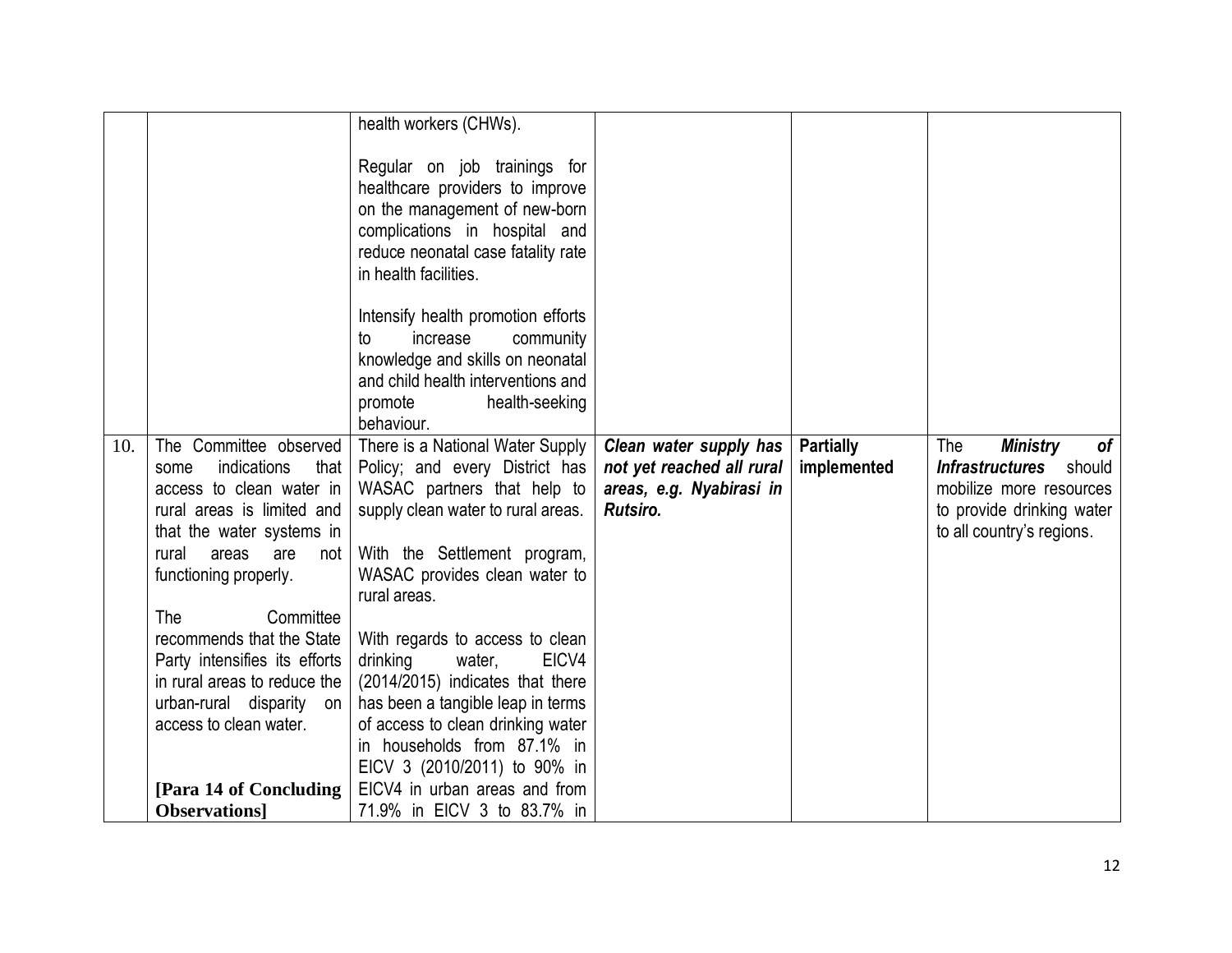| | | | | | |
|---|---|---|---|---|---|
| | | health workers (CHWs).<br><br>Regular on job trainings for healthcare providers to improve on the management of new-born complications in hospital and reduce neonatal case fatality rate in health facilities.<br><br>Intensify health promotion efforts to increase community knowledge and skills on neonatal and child health interventions and promote health-seeking behaviour. | | | |
| 10. | The Committee observed some indications that access to clean water in rural areas is limited and that the water systems in rural areas are not functioning properly.<br><br>The Committee recommends that the State Party intensifies its efforts in rural areas to reduce the urban-rural disparity on access to clean water.<br><br>**[Para 14 of Concluding Observations]** | There is a National Water Supply Policy; and every District has WASAC partners that help to supply clean water to rural areas.<br><br>With the Settlement program, WASAC provides clean water to rural areas.<br><br>With regards to access to clean drinking water, EICV4 (2014/2015) indicates that there has been a tangible leap in terms of access to clean drinking water in households from 87.1% in EICV 3 (2010/2011) to 90% in EICV4 in urban areas and from 71.9% in EICV 3 to 83.7% in | ***Clean water supply has not yet reached all rural areas, e.g. Nyabirasi in Rutsiro.*** | **Partially implemented** | The ***Ministry of Infrastructures*** should mobilize more resources to provide drinking water to all country's regions. |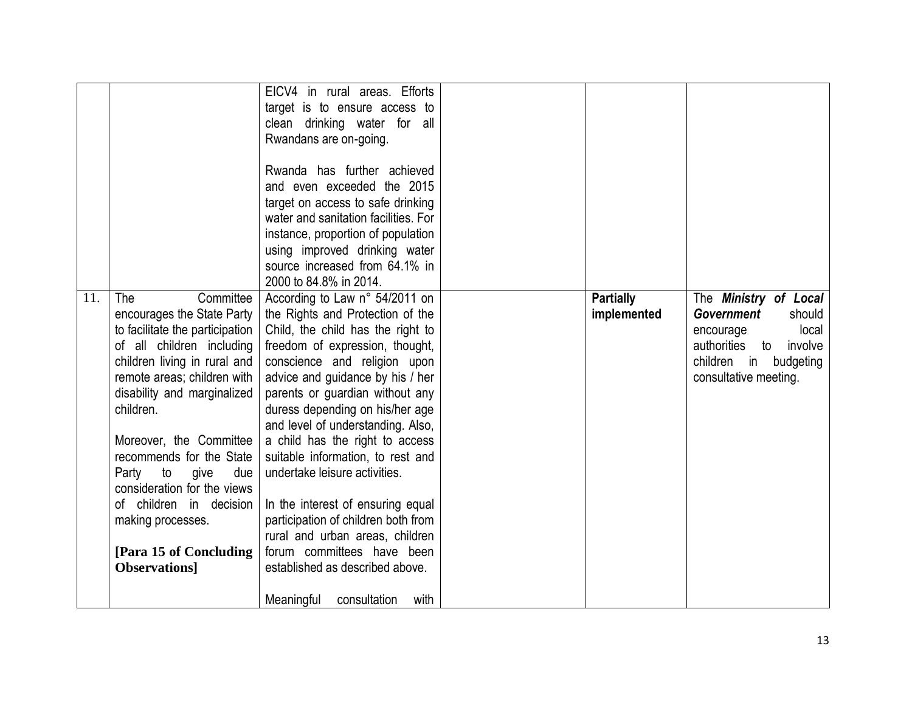| | | | | | |
|---|---|---|---|---|---|
| | | EICV4 in rural areas. Efforts target is to ensure access to clean drinking water for all Rwandans are on-going.<br><br>Rwanda has further achieved and even exceeded the 2015 target on access to safe drinking water and sanitation facilities. For instance, proportion of population using improved drinking water source increased from 64.1% in 2000 to 84.8% in 2014. | | | |
| 11. | The Committee encourages the State Party to facilitate the participation of all children including children living in rural and remote areas; children with disability and marginalized children.<br><br>Moreover, the Committee recommends for the State Party to give due consideration for the views of children in decision making processes.<br><br>**[Para 15 of Concluding Observations]** | According to Law n° 54/2011 on the Rights and Protection of the Child, the child has the right to freedom of expression, thought, conscience and religion upon advice and guidance by his / her parents or guardian without any duress depending on his/her age and level of understanding. Also, a child has the right to access suitable information, to rest and undertake leisure activities.<br><br>In the interest of ensuring equal participation of children both from rural and urban areas, children forum committees have been established as described above.<br><br>Meaningful consultation with | | **Partially implemented** | The ***Ministry of Local Government*** should encourage local authorities to involve children in budgeting consultative meeting. |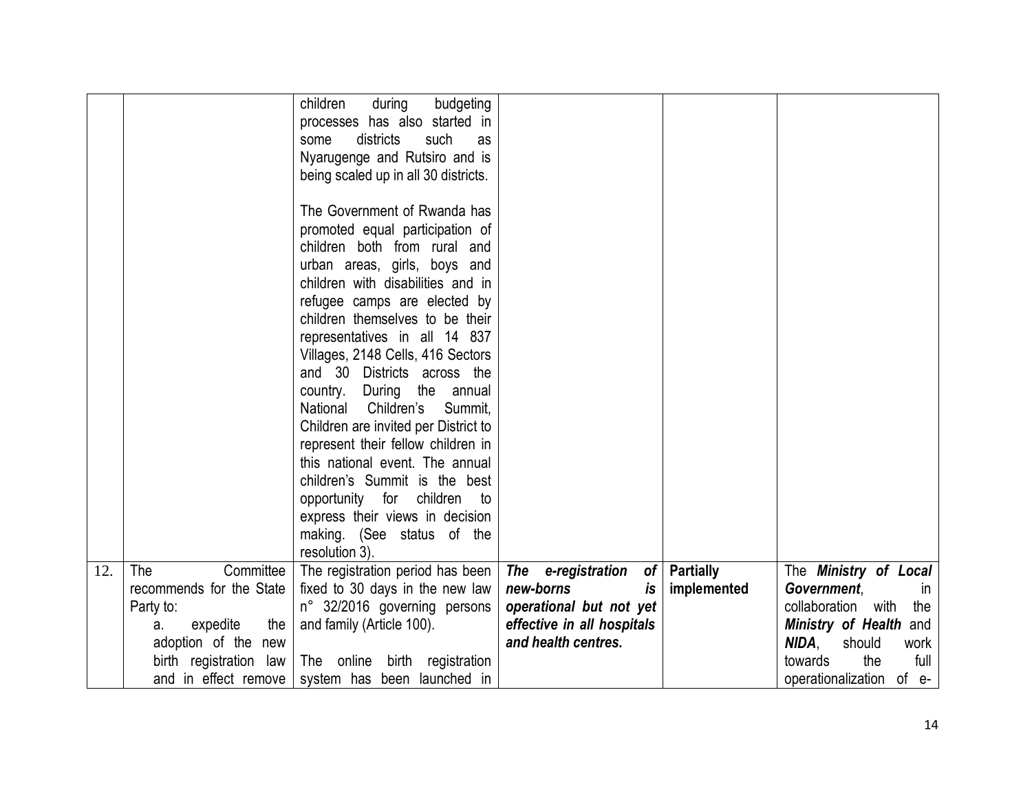| | | | | | |
|---|---|---|---|---|---|
| | | children during budgeting processes has also started in some districts such as Nyarugenge and Rutsiro and is being scaled up in all 30 districts.<br><br>The Government of Rwanda has promoted equal participation of children both from rural and urban areas, girls, boys and children with disabilities and in refugee camps are elected by children themselves to be their representatives in all 14 837 Villages, 2148 Cells, 416 Sectors and 30 Districts across the country. During the annual National Children's Summit, Children are invited per District to represent their fellow children in this national event. The annual children's Summit is the best opportunity for children to express their views in decision making. (See status of the resolution 3). | | | |
| 12. | The Committee recommends for the State Party to:<br>a. expedite the adoption of the new birth registration law and in effect remove | The registration period has been fixed to 30 days in the new law n° 32/2016 governing persons and family (Article 100).<br><br>The online birth registration system has been launched in | ***The e-registration of new-borns is operational but not yet effective in all hospitals and health centres.*** | **Partially implemented** | The ***Ministry of Local Government***, in collaboration with the ***Ministry of Health*** and ***NIDA***, should work towards the full operationalization of e- |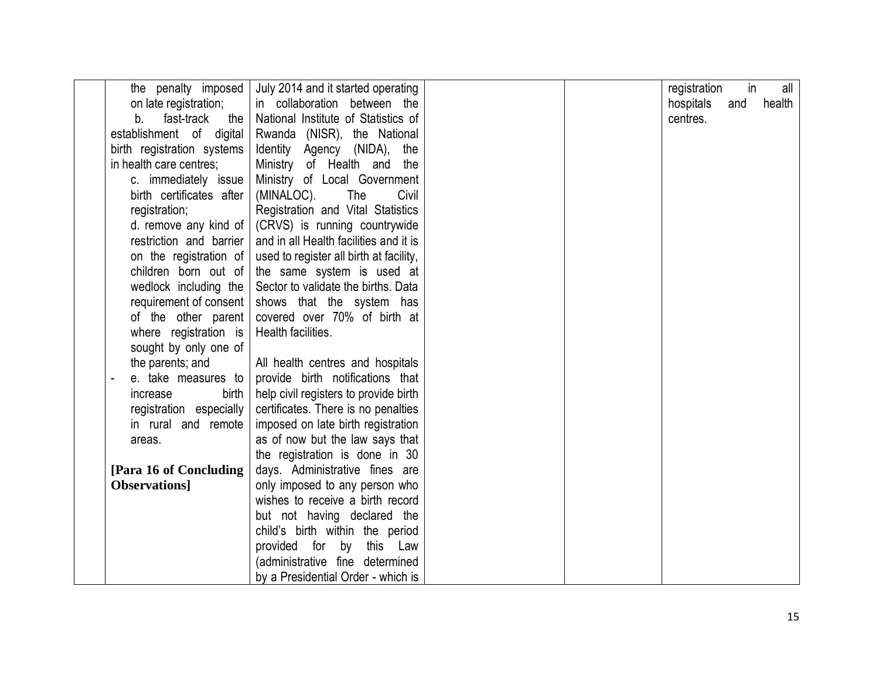|  | the penalty imposed on late registration;<br>b. fast-track the establishment of digital birth registration systems in health care centres;<br>c. immediately issue birth certificates after registration;<br>d. remove any kind of restriction and barrier on the registration of children born out of wedlock including the requirement of consent of the other parent where registration is sought by only one of the parents; and<br>- e. take measures to increase birth registration especially in rural and remote areas.<br><br>**[Para 16 of Concluding Observations]** | July 2014 and it started operating in collaboration between the National Institute of Statistics of Rwanda (NISR), the National Identity Agency (NIDA), the Ministry of Health and the Ministry of Local Government (MINALOC). The Civil Registration and Vital Statistics (CRVS) is running countrywide and in all Health facilities and it is used to register all birth at facility, the same system is used at Sector to validate the births. Data shows that the system has covered over 70% of birth at Health facilities.<br><br>All health centres and hospitals provide birth notifications that help civil registers to provide birth certificates. There is no penalties imposed on late birth registration as of now but the law says that the registration is done in 30 days. Administrative fines are only imposed to any person who wishes to receive a birth record but not having declared the child's birth within the period provided for by this Law (administrative fine determined by a Presidential Order - which is |  |  | registration in all hospitals and health centres. |
|---|---|---|---|---|---|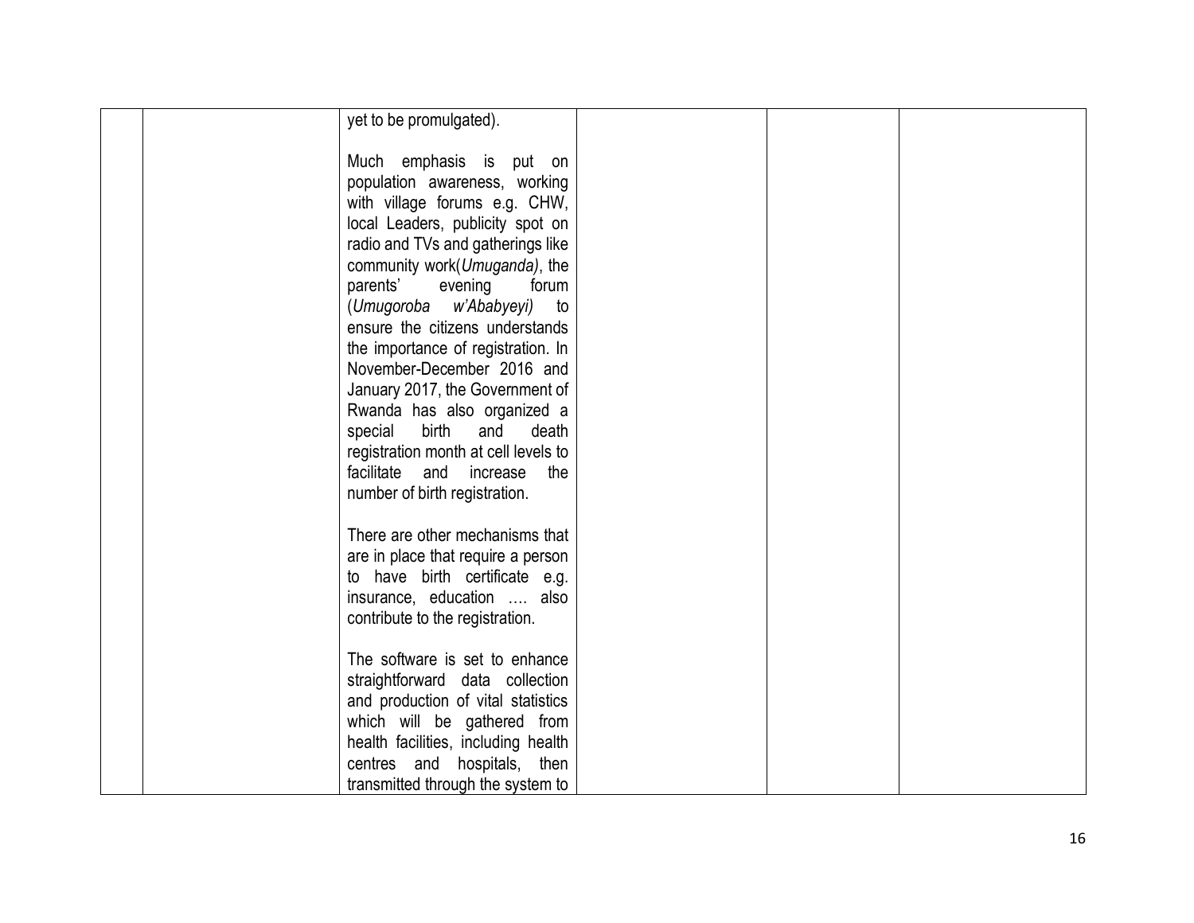|  |  |  |  |  |  |
|---|---|---|---|---|---|
|  |  | yet to be promulgated).<br><br>Much emphasis is put on population awareness, working with village forums e.g. CHW, local Leaders, publicity spot on radio and TVs and gatherings like community work(*Umuganda)*, the parents' evening forum (*Umugoroba w'Ababyeyi)* to ensure the citizens understands the importance of registration. In November-December 2016 and January 2017, the Government of Rwanda has also organized a special birth and death registration month at cell levels to facilitate and increase the number of birth registration.<br><br>There are other mechanisms that are in place that require a person to have birth certificate e.g. insurance, education …. also contribute to the registration.<br><br>The software is set to enhance straightforward data collection and production of vital statistics which will be gathered from health facilities, including health centres and hospitals, then transmitted through the system to |  |  |  |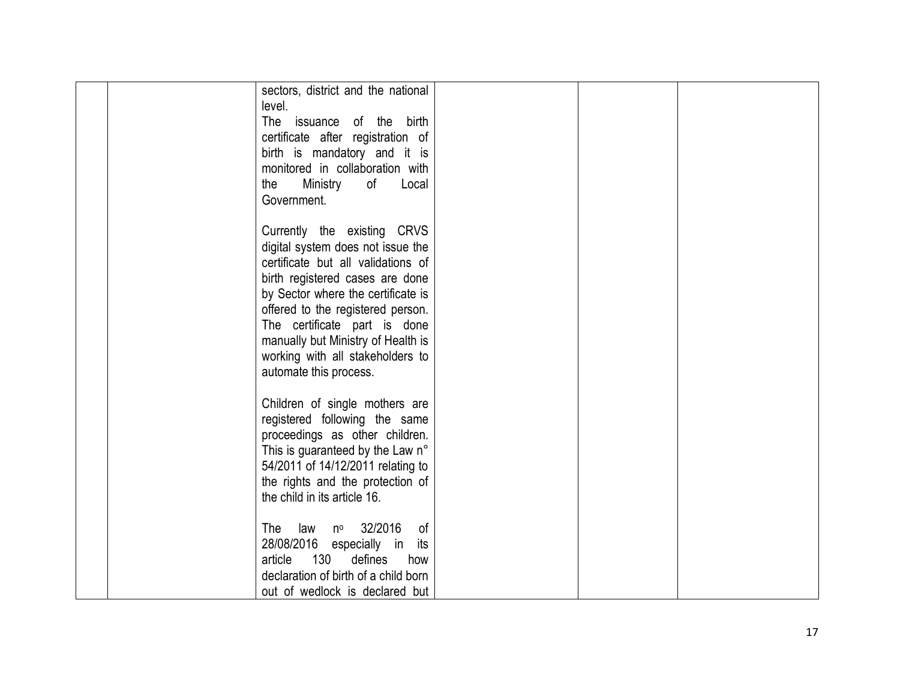|  |  |  |  |  |  |
|---|---|---|---|---|---|
|  |  | sectors, district and the national level.<br>The issuance of the birth certificate after registration of birth is mandatory and it is monitored in collaboration with the Ministry of Local Government.<br><br>Currently the existing CRVS digital system does not issue the certificate but all validations of birth registered cases are done by Sector where the certificate is offered to the registered person. The certificate part is done manually but Ministry of Health is working with all stakeholders to automate this process.<br><br>Children of single mothers are registered following the same proceedings as other children. This is guaranteed by the Law n° 54/2011 of 14/12/2011 relating to the rights and the protection of the child in its article 16.<br><br>The law nº 32/2016 of 28/08/2016 especially in its article 130 defines how declaration of birth of a child born out of wedlock is declared but |  |  |  |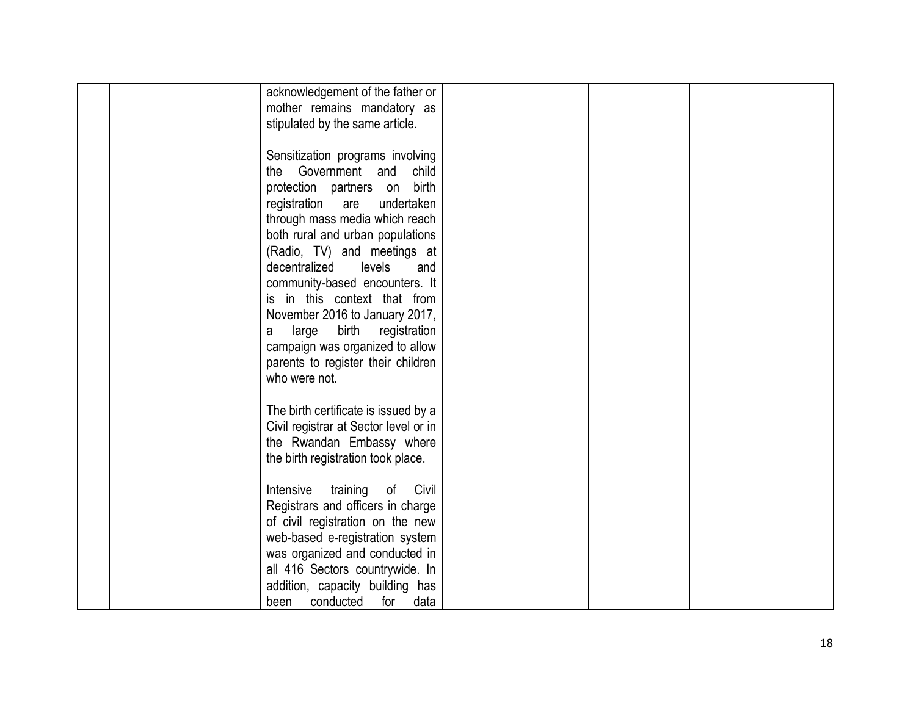| | | | | | |
|---|---|---|---|---|---|
| | | acknowledgement of the father or mother remains mandatory as stipulated by the same article.<br><br>Sensitization programs involving the Government and child protection partners on birth registration are undertaken through mass media which reach both rural and urban populations (Radio, TV) and meetings at decentralized levels and community-based encounters. It is in this context that from November 2016 to January 2017, a large birth registration campaign was organized to allow parents to register their children who were not.<br><br>The birth certificate is issued by a Civil registrar at Sector level or in the Rwandan Embassy where the birth registration took place.<br><br>Intensive training of Civil Registrars and officers in charge of civil registration on the new web-based e-registration system was organized and conducted in all 416 Sectors countrywide. In addition, capacity building has been conducted for data | | | |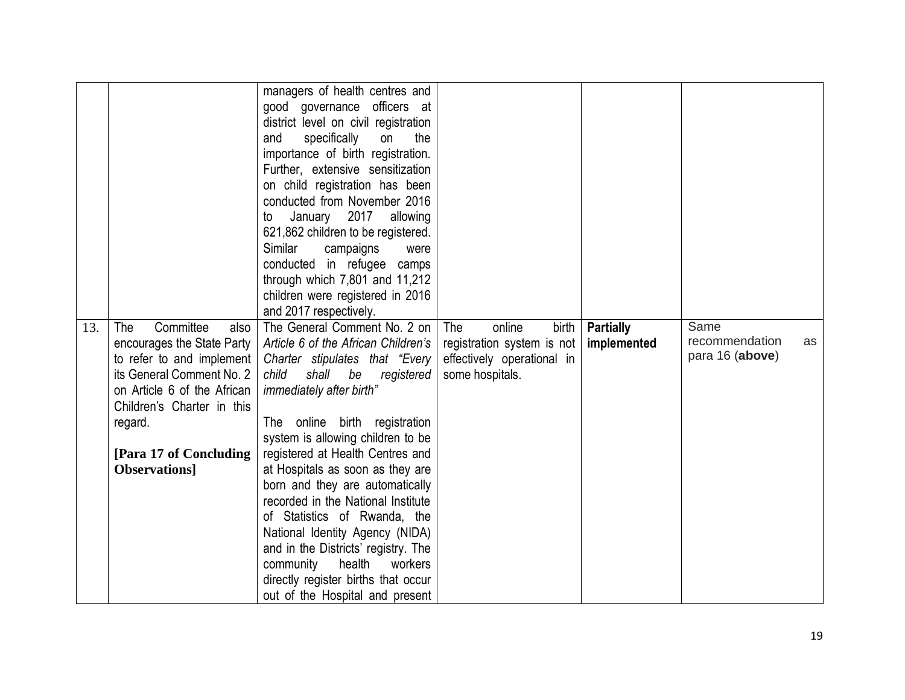| | | | | | |
|---|---|---|---|---|---|
| | | managers of health centres and good governance officers at district level on civil registration and specifically on the importance of birth registration. Further, extensive sensitization on child registration has been conducted from November 2016 to January 2017 allowing 621,862 children to be registered. Similar campaigns were conducted in refugee camps through which 7,801 and 11,212 children were registered in 2016 and 2017 respectively. | | | |
| 13. | The Committee also encourages the State Party to refer to and implement its General Comment No. 2 on Article 6 of the African Children's Charter in this regard.<br><br>**[Para 17 of Concluding Observations]** | The General Comment No. 2 on *Article 6 of the African Children's Charter stipulates that "Every child shall be registered immediately after birth"*<br><br>The online birth registration system is allowing children to be registered at Health Centres and at Hospitals as soon as they are born and they are automatically recorded in the National Institute of Statistics of Rwanda, the National Identity Agency (NIDA) and in the Districts' registry. The community health workers directly register births that occur out of the Hospital and present | The online birth registration system is not effectively operational in some hospitals. | **Partially implemented** | Same recommendation as para 16 (**above**) |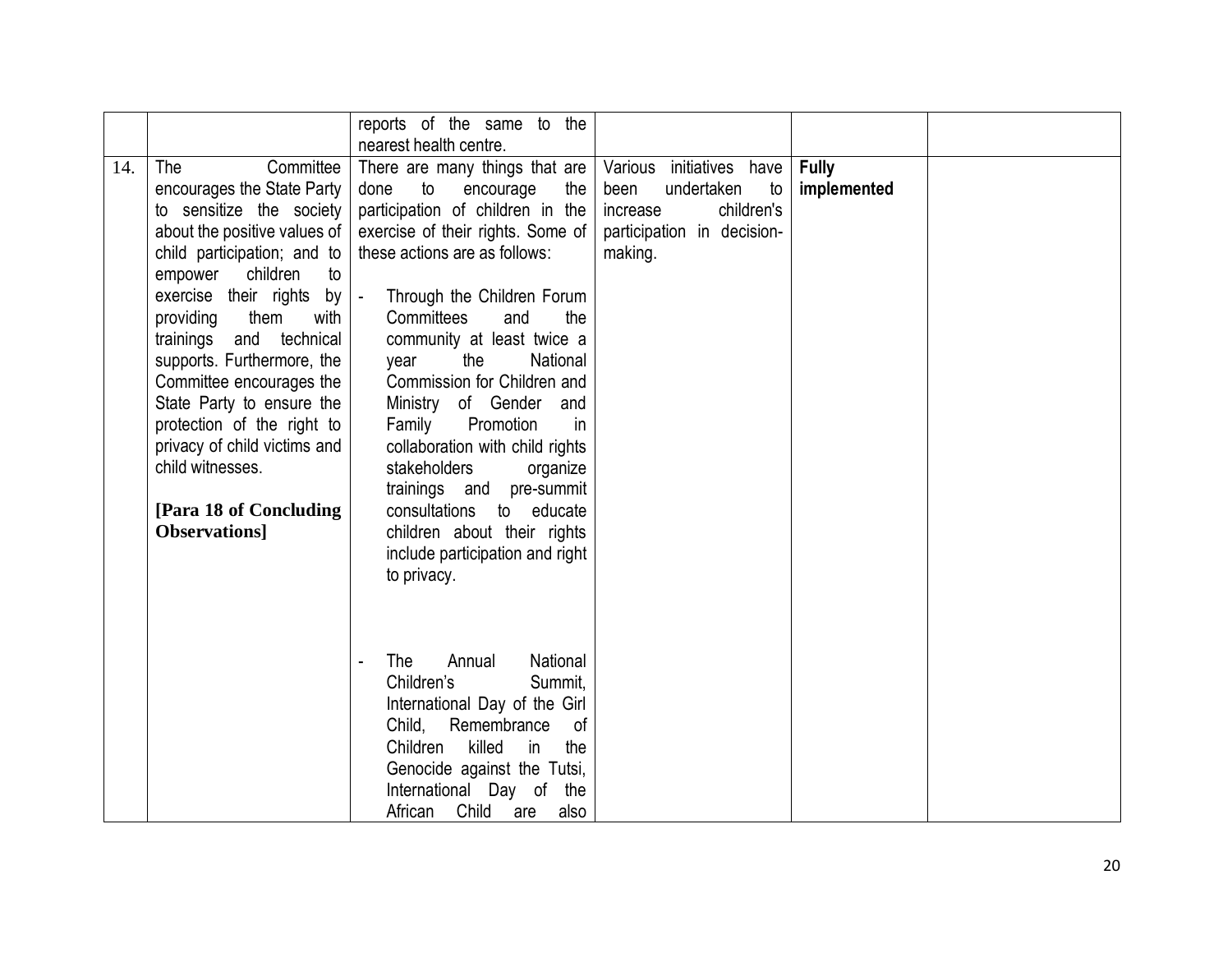| | | | | | |
|---|---|---|---|---|---|
| | | reports of the same to the nearest health centre. | | | |
| 14. | The Committee encourages the State Party to sensitize the society about the positive values of child participation; and to empower children to exercise their rights by providing them with trainings and technical supports. Furthermore, the Committee encourages the State Party to ensure the protection of the right to privacy of child victims and child witnesses.<br><br>**[Para 18 of Concluding Observations]** | There are many things that are done to encourage the participation of children in the exercise of their rights. Some of these actions are as follows:<br><br>- Through the Children Forum Committees and the community at least twice a year the National Commission for Children and Ministry of Gender and Family Promotion in collaboration with child rights stakeholders organize trainings and pre-summit consultations to educate children about their rights include participation and right to privacy.<br><br>- The Annual National Children's Summit, International Day of the Girl Child, Remembrance of Children killed in the Genocide against the Tutsi, International Day of the African Child are also | Various initiatives have been undertaken to increase children's participation in decision-making. | **Fully implemented** | |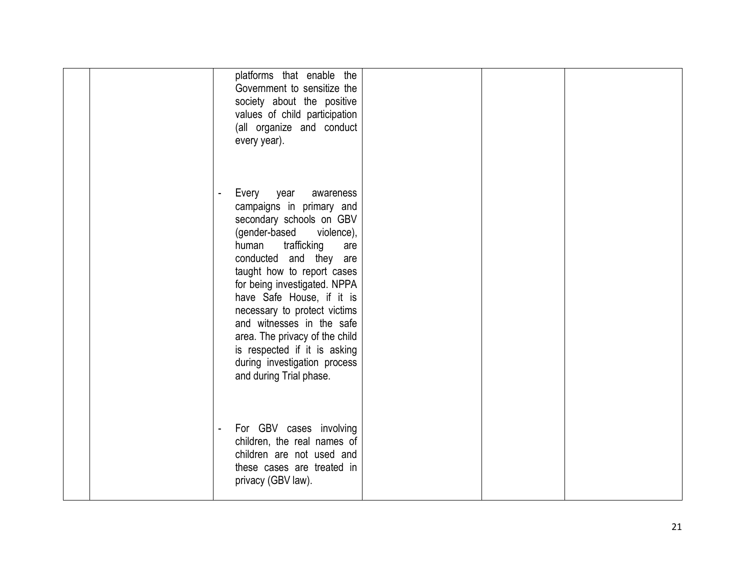| | | | | | |
|---|---|---|---|---|---|
| | | platforms that enable the Government to sensitize the society about the positive values of child participation (all organize and conduct every year).<br><br>- Every year awareness campaigns in primary and secondary schools on GBV (gender-based violence), human trafficking are conducted and they are taught how to report cases for being investigated. NPPA have Safe House, if it is necessary to protect victims and witnesses in the safe area. The privacy of the child is respected if it is asking during investigation process and during Trial phase.<br><br>- For GBV cases involving children, the real names of children are not used and these cases are treated in privacy (GBV law). | | | |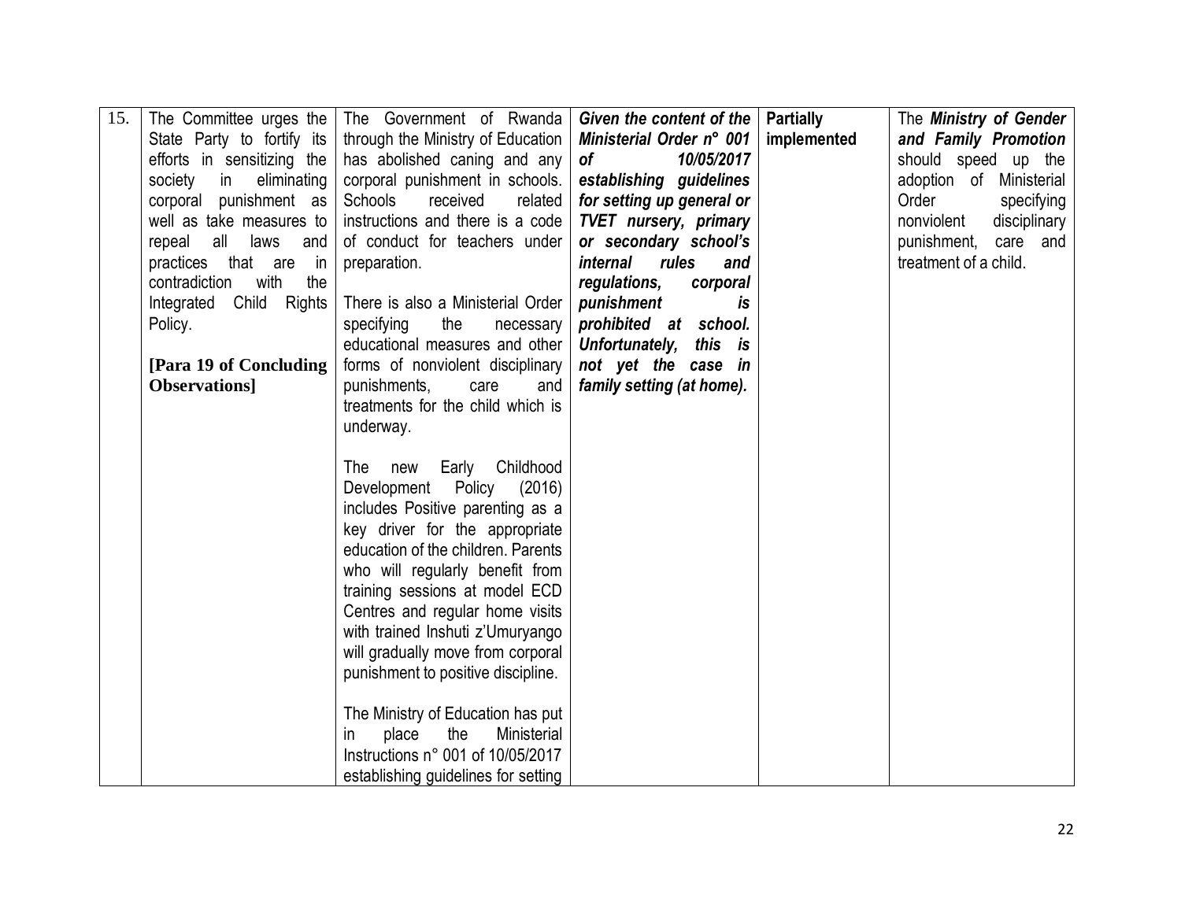| 15. | The Committee urges the State Party to fortify its efforts in sensitizing the society in eliminating corporal punishment as well as take measures to repeal all laws and practices that are in contradiction with the Integrated Child Rights Policy.<br><br>**[Para 19 of Concluding Observations]** | The Government of Rwanda through the Ministry of Education has abolished caning and any corporal punishment in schools. Schools received related instructions and there is a code of conduct for teachers under preparation.<br><br>There is also a Ministerial Order specifying the necessary educational measures and other forms of nonviolent disciplinary punishments, care and treatments for the child which is underway.<br><br>The new Early Childhood Development Policy (2016) includes Positive parenting as a key driver for the appropriate education of the children. Parents who will regularly benefit from training sessions at model ECD Centres and regular home visits with trained Inshuti z'Umuryango will gradually move from corporal punishment to positive discipline.<br><br>The Ministry of Education has put in place the Ministerial Instructions n° 001 of 10/05/2017 establishing guidelines for setting | ***Given the content of the Ministerial Order n° 001 of 10/05/2017 establishing guidelines for setting up general or TVET nursery, primary or secondary school's internal rules and regulations, corporal punishment is prohibited at school. Unfortunately, this is not yet the case in family setting (at home).*** | **Partially implemented** | The ***Ministry of Gender and Family Promotion*** should speed up the adoption of Ministerial Order specifying nonviolent disciplinary punishment, care and treatment of a child. |
|---|---|---|---|---|---|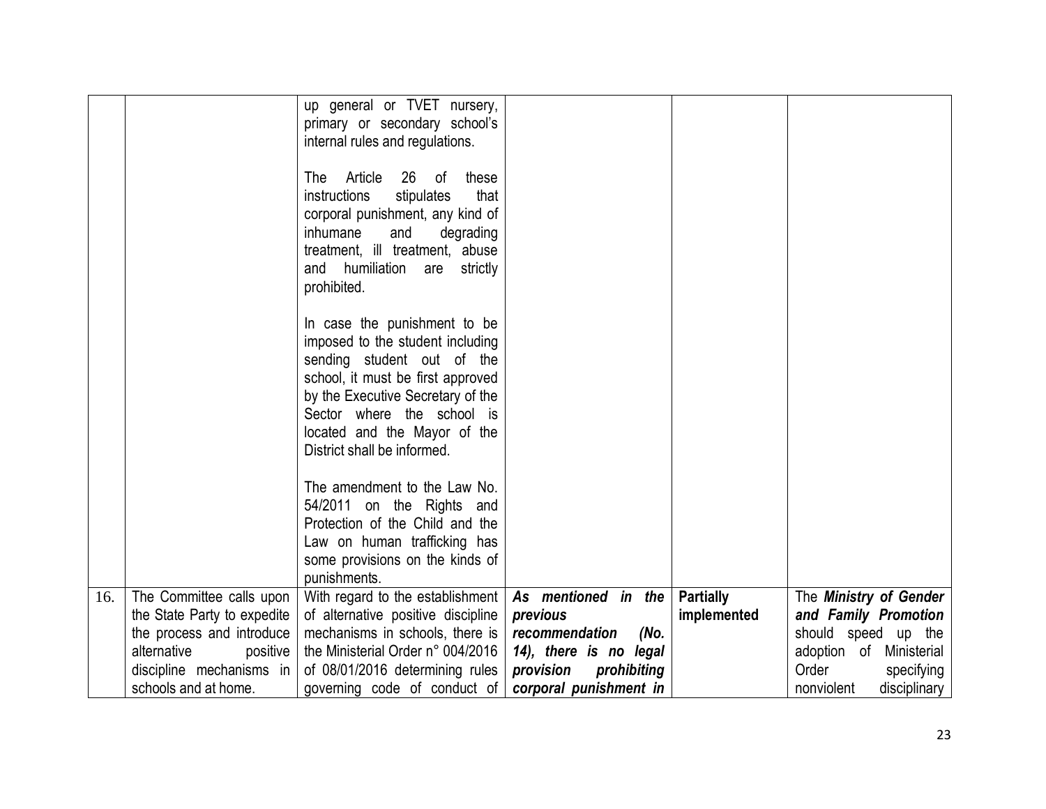| | | | | | |
|---|---|---|---|---|---|
| | | up general or TVET nursery, primary or secondary school's internal rules and regulations.<br><br>The Article 26 of these instructions stipulates that corporal punishment, any kind of inhumane and degrading treatment, ill treatment, abuse and humiliation are strictly prohibited.<br><br>In case the punishment to be imposed to the student including sending student out of the school, it must be first approved by the Executive Secretary of the Sector where the school is located and the Mayor of the District shall be informed.<br><br>The amendment to the Law No. 54/2011 on the Rights and Protection of the Child and the Law on human trafficking has some provisions on the kinds of punishments. | | | |
| 16. | The Committee calls upon the State Party to expedite the process and introduce alternative positive discipline mechanisms in schools and at home. | With regard to the establishment of alternative positive discipline mechanisms in schools, there is the Ministerial Order n° 004/2016 of 08/01/2016 determining rules governing code of conduct of | ***As mentioned in the previous recommendation (No. 14), there is no legal provision prohibiting corporal punishment in*** | **Partially implemented** | The ***Ministry of Gender and Family Promotion*** should speed up the adoption of Ministerial Order specifying nonviolent disciplinary |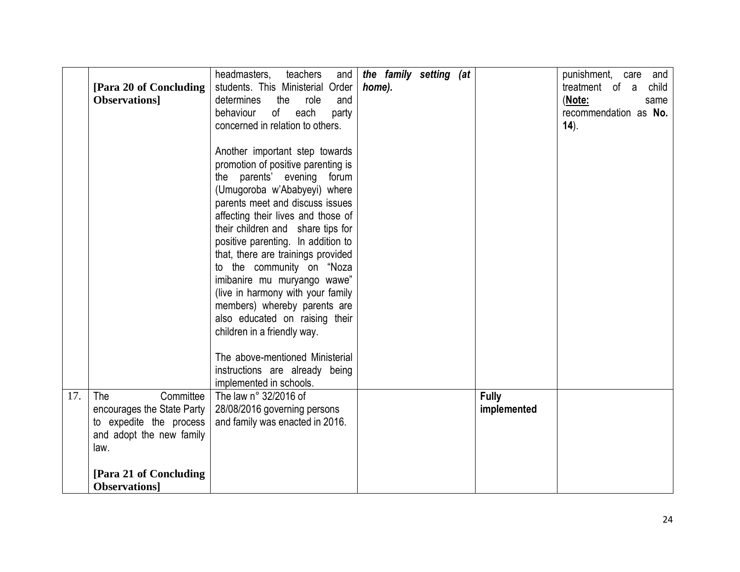|  |  |  |  |  |  |
|---|---|---|---|---|---|
|  | **[Para 20 of Concluding Observations]** | headmasters, teachers and students. This Ministerial Order determines the role and behaviour of each party concerned in relation to others.<br><br>Another important step towards promotion of positive parenting is the parents' evening forum (Umugoroba w'Ababyeyi) where parents meet and discuss issues affecting their lives and those of their children and share tips for positive parenting. In addition to that, there are trainings provided to the community on "Noza imibanire mu muryango wawe" (live in harmony with your family members) whereby parents are also educated on raising their children in a friendly way.<br><br>The above-mentioned Ministerial instructions are already being implemented in schools. | ***the family setting (at home).*** |  | punishment, care and treatment of a child (**<u>Note:</u>** same recommendation as **No. 14**). |
| 17. | The Committee encourages the State Party to expedite the process and adopt the new family law.<br><br>**[Para 21 of Concluding Observations]** | The law n° 32/2016 of 28/08/2016 governing persons and family was enacted in 2016. |  | **Fully implemented** |  |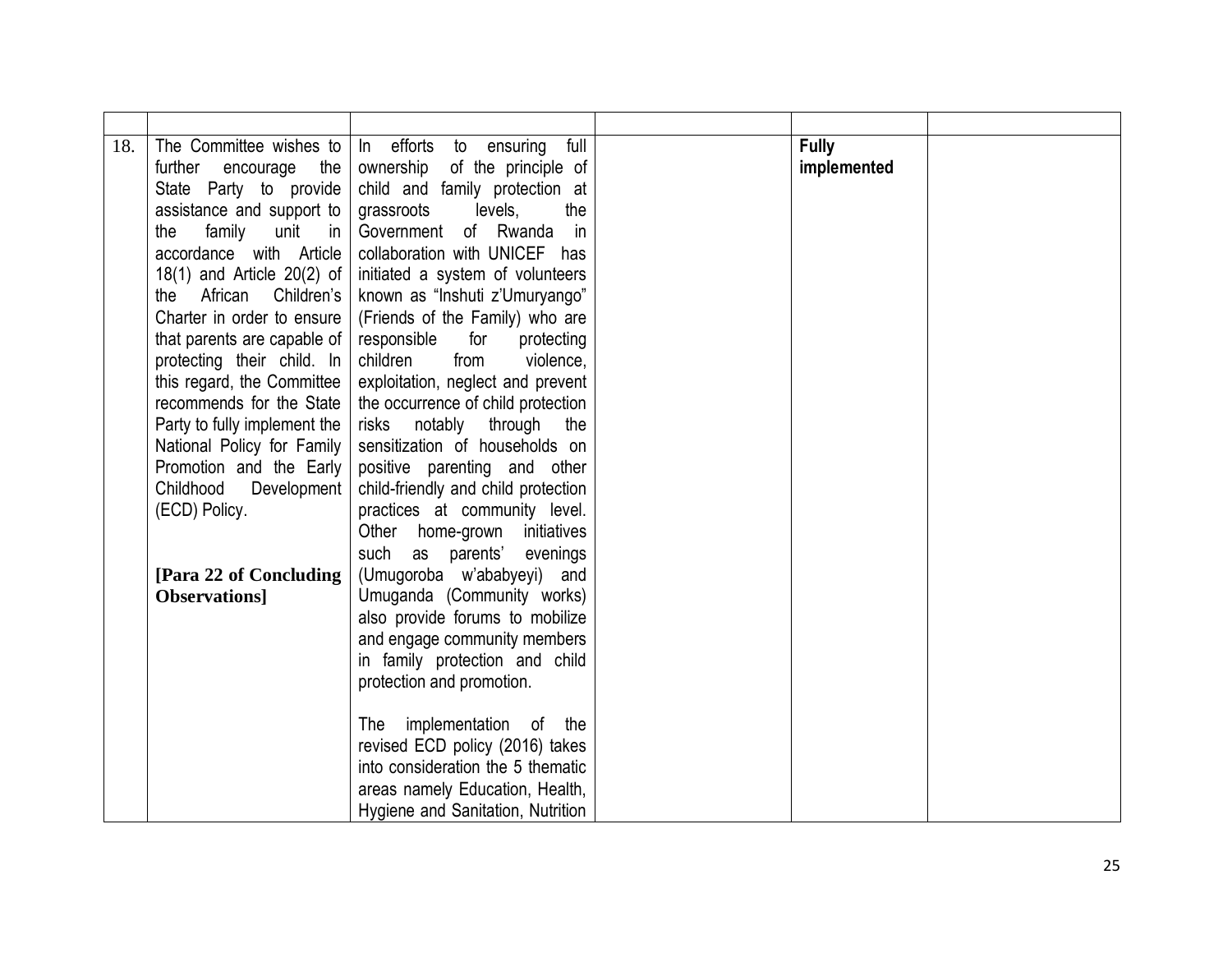| | | | | | |
|---|---|---|---|---|---|
| 18. | The Committee wishes to further encourage the State Party to provide assistance and support to the family unit in accordance with Article 18(1) and Article 20(2) of the African Children's Charter in order to ensure that parents are capable of protecting their child. In this regard, the Committee recommends for the State Party to fully implement the National Policy for Family Promotion and the Early Childhood Development (ECD) Policy.<br><br>**[Para 22 of Concluding Observations]** | In efforts to ensuring full ownership of the principle of child and family protection at grassroots levels, the Government of Rwanda in collaboration with UNICEF has initiated a system of volunteers known as "Inshuti z'Umuryango" (Friends of the Family) who are responsible for protecting children from violence, exploitation, neglect and prevent the occurrence of child protection risks notably through the sensitization of households on positive parenting and other child-friendly and child protection practices at community level. Other home-grown initiatives such as parents' evenings (Umugoroba w'ababyeyi) and Umuganda (Community works) also provide forums to mobilize and engage community members in family protection and child protection and promotion.<br><br>The implementation of the revised ECD policy (2016) takes into consideration the 5 thematic areas namely Education, Health, Hygiene and Sanitation, Nutrition | | **Fully implemented** | |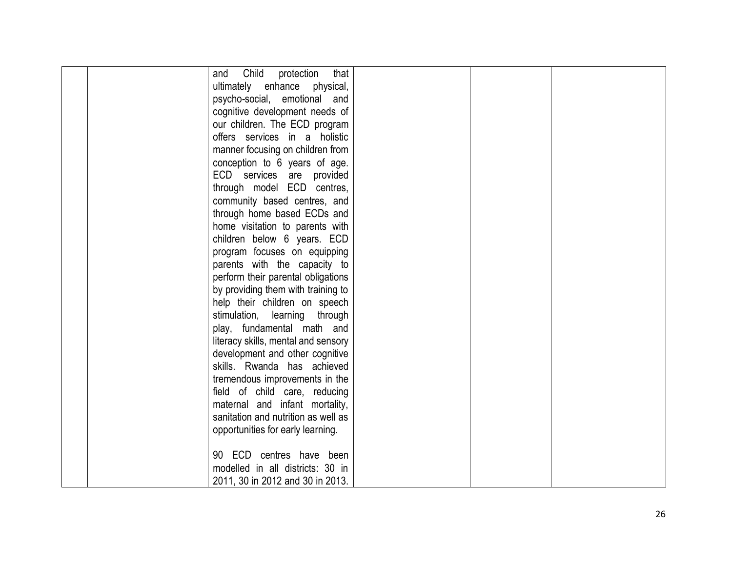| | | | | | |
|---|---|---|---|---|---|
| | | and Child protection that ultimately enhance physical, psycho-social, emotional and cognitive development needs of our children. The ECD program offers services in a holistic manner focusing on children from conception to 6 years of age. ECD services are provided through model ECD centres, community based centres, and through home based ECDs and home visitation to parents with children below 6 years. ECD program focuses on equipping parents with the capacity to perform their parental obligations by providing them with training to help their children on speech stimulation, learning through play, fundamental math and literacy skills, mental and sensory development and other cognitive skills. Rwanda has achieved tremendous improvements in the field of child care, reducing maternal and infant mortality, sanitation and nutrition as well as opportunities for early learning.<br><br>90 ECD centres have been modelled in all districts: 30 in 2011, 30 in 2012 and 30 in 2013. | | | |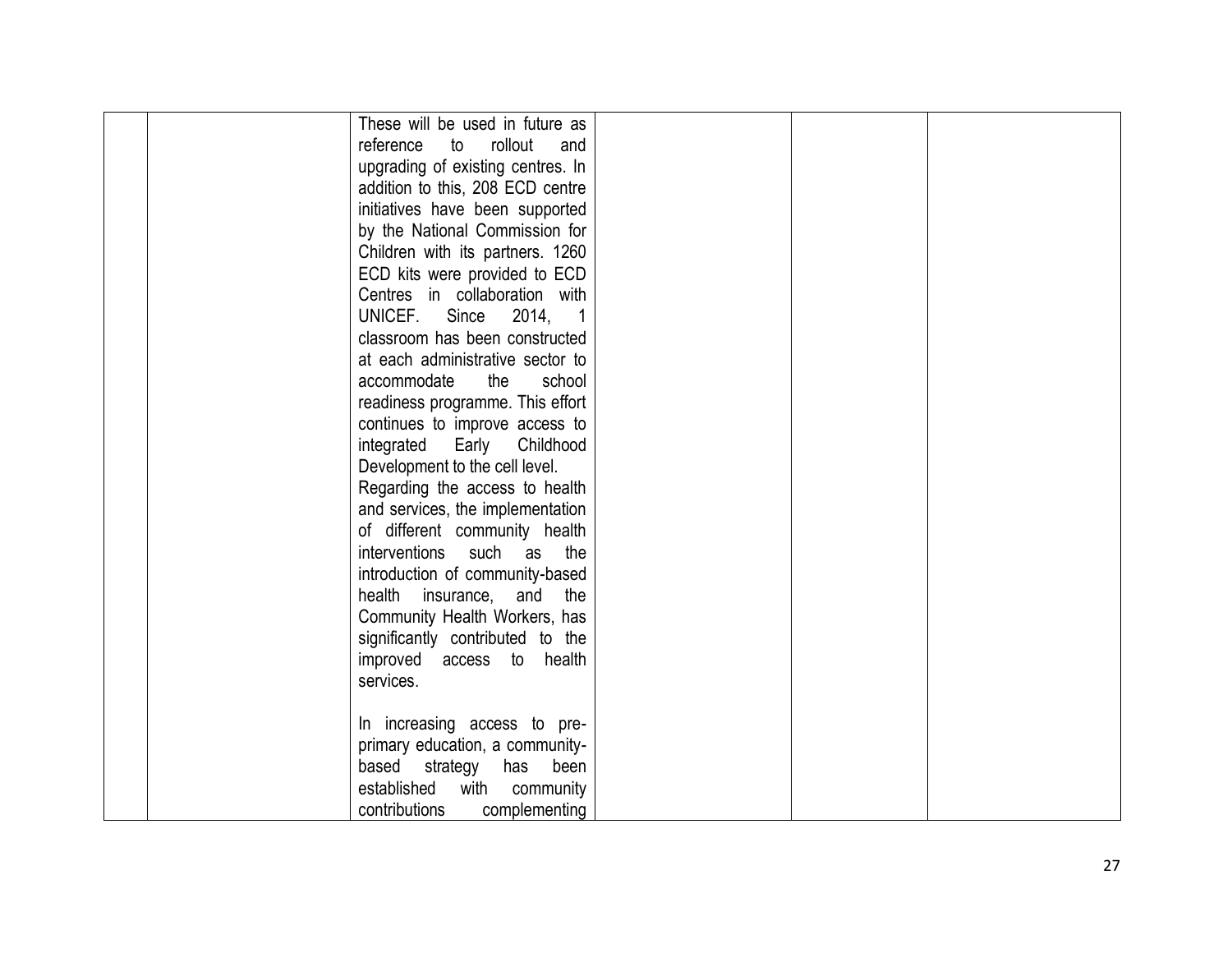|  |  |  |  |  |  |
|---|---|---|---|---|---|
|  |  | These will be used in future as reference to rollout and upgrading of existing centres. In addition to this, 208 ECD centre initiatives have been supported by the National Commission for Children with its partners. 1260 ECD kits were provided to ECD Centres in collaboration with UNICEF. Since 2014, 1 classroom has been constructed at each administrative sector to accommodate the school readiness programme. This effort continues to improve access to integrated Early Childhood Development to the cell level.<br>Regarding the access to health and services, the implementation of different community health interventions such as the introduction of community-based health insurance, and the Community Health Workers, has significantly contributed to the improved access to health services.<br><br>In increasing access to pre-primary education, a community-based strategy has been established with community contributions complementing |  |  |  |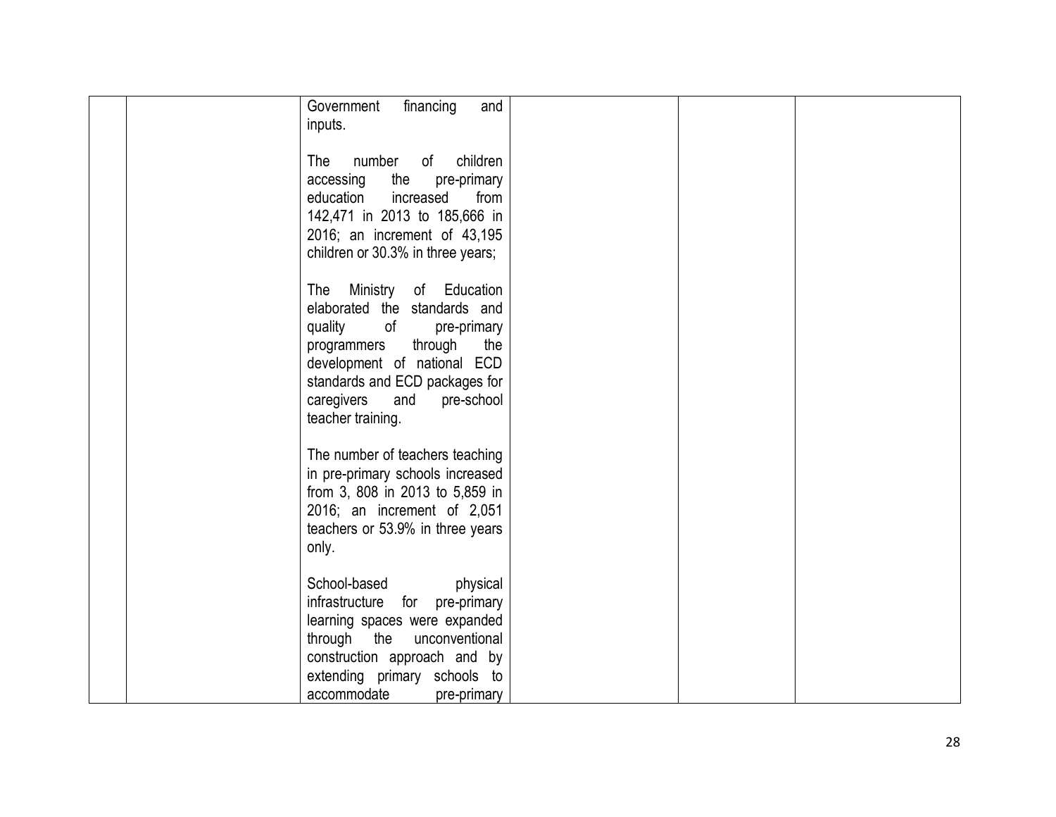|  |  |  |  |  |  |
|---|---|---|---|---|---|
|  |  | Government financing and inputs.<br><br>The number of children accessing the pre-primary education increased from 142,471 in 2013 to 185,666 in 2016; an increment of 43,195 children or 30.3% in three years;<br><br>The Ministry of Education elaborated the standards and quality of pre-primary programmers through the development of national ECD standards and ECD packages for caregivers and pre-school teacher training.<br><br>The number of teachers teaching in pre-primary schools increased from 3, 808 in 2013 to 5,859 in 2016; an increment of 2,051 teachers or 53.9% in three years only.<br><br>School-based physical infrastructure for pre-primary learning spaces were expanded through the unconventional construction approach and by extending primary schools to accommodate pre-primary |  |  |  |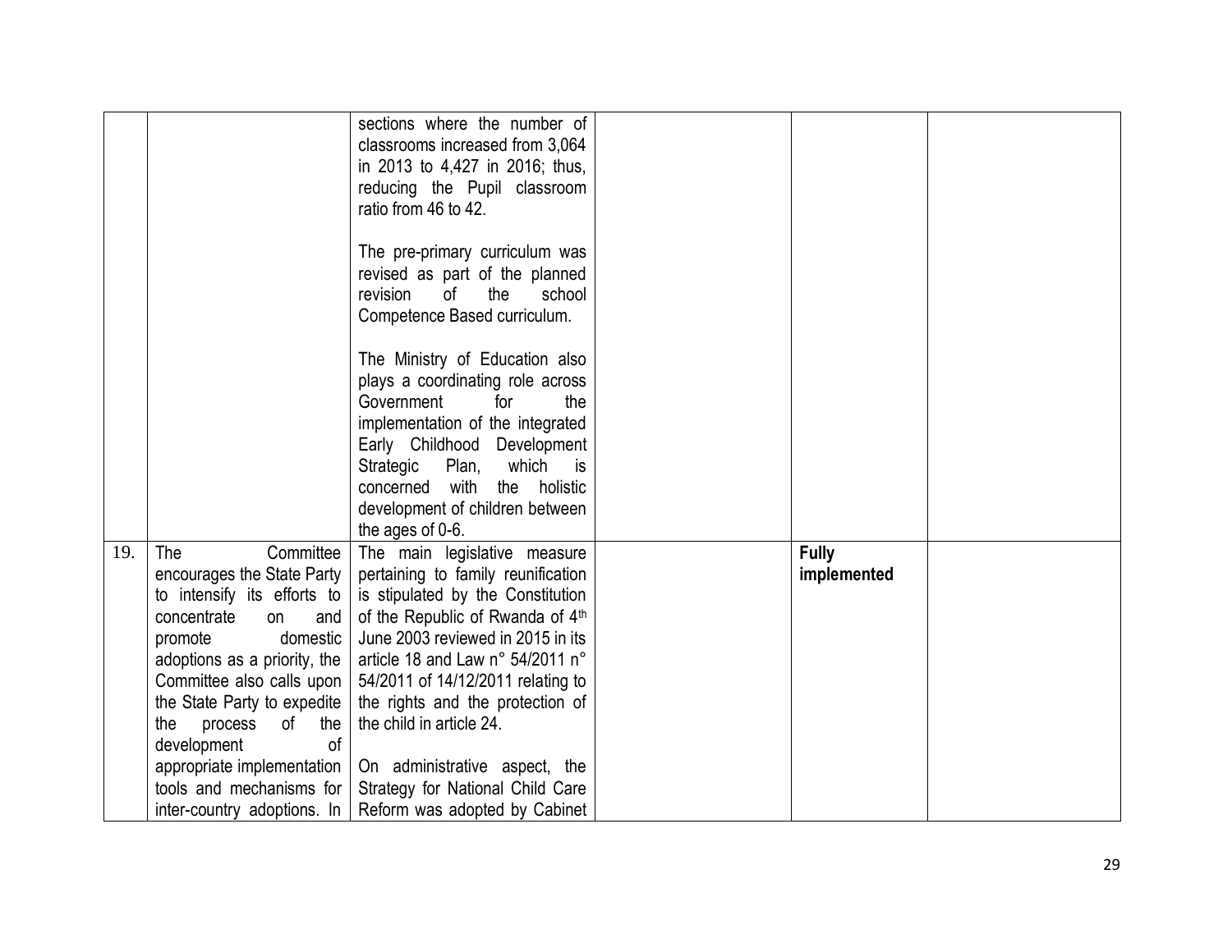| | | | | | |
|---|---|---|---|---|---|
| | | sections where the number of classrooms increased from 3,064 in 2013 to 4,427 in 2016; thus, reducing the Pupil classroom ratio from 46 to 42.<br><br>The pre-primary curriculum was revised as part of the planned revision of the school Competence Based curriculum.<br><br>The Ministry of Education also plays a coordinating role across Government for the implementation of the integrated Early Childhood Development Strategic Plan, which is concerned with the holistic development of children between the ages of 0-6. | | | |
| 19. | The Committee encourages the State Party to intensify its efforts to concentrate on and promote domestic adoptions as a priority, the Committee also calls upon the State Party to expedite the process of the development of appropriate implementation tools and mechanisms for inter-country adoptions. In | The main legislative measure pertaining to family reunification is stipulated by the Constitution of the Republic of Rwanda of 4th June 2003 reviewed in 2015 in its article 18 and Law n° 54/2011 n° 54/2011 of 14/12/2011 relating to the rights and the protection of the child in article 24.<br><br>On administrative aspect, the Strategy for National Child Care Reform was adopted by Cabinet | | **Fully implemented** | |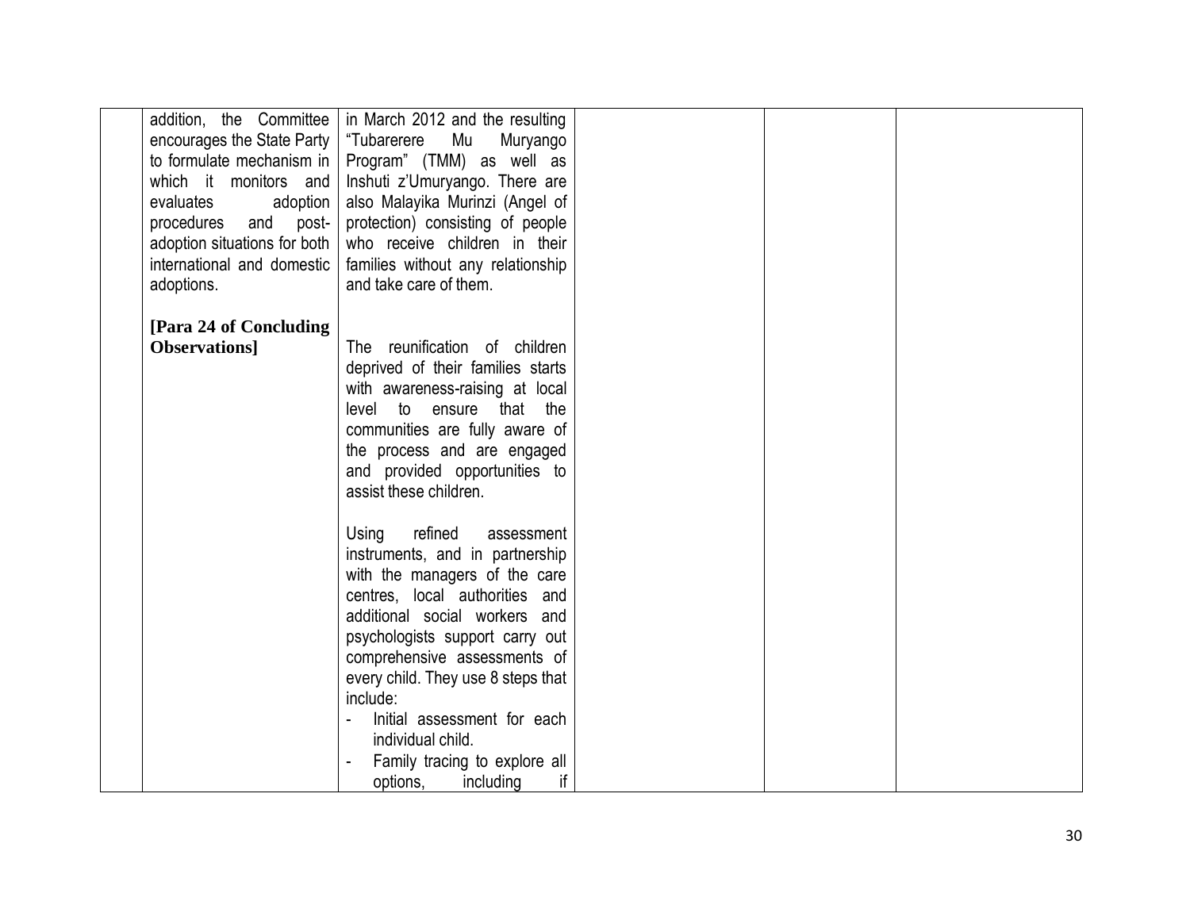| | | | | | |
|---|---|---|---|---|---|
| | addition, the Committee encourages the State Party to formulate mechanism in which it monitors and evaluates adoption procedures and post-adoption situations for both international and domestic adoptions.<br><br>**[Para 24 of Concluding Observations]** | in March 2012 and the resulting "Tubarerere Mu Muryango Program" (TMM) as well as Inshuti z'Umuryango. There are also Malayika Murinzi (Angel of protection) consisting of people who receive children in their families without any relationship and take care of them.<br><br>The reunification of children deprived of their families starts with awareness-raising at local level to ensure that the communities are fully aware of the process and are engaged and provided opportunities to assist these children.<br><br>Using refined assessment instruments, and in partnership with the managers of the care centres, local authorities and additional social workers and psychologists support carry out comprehensive assessments of every child. They use 8 steps that include:<br>- Initial assessment for each individual child.<br>- Family tracing to explore all options, including if | | | |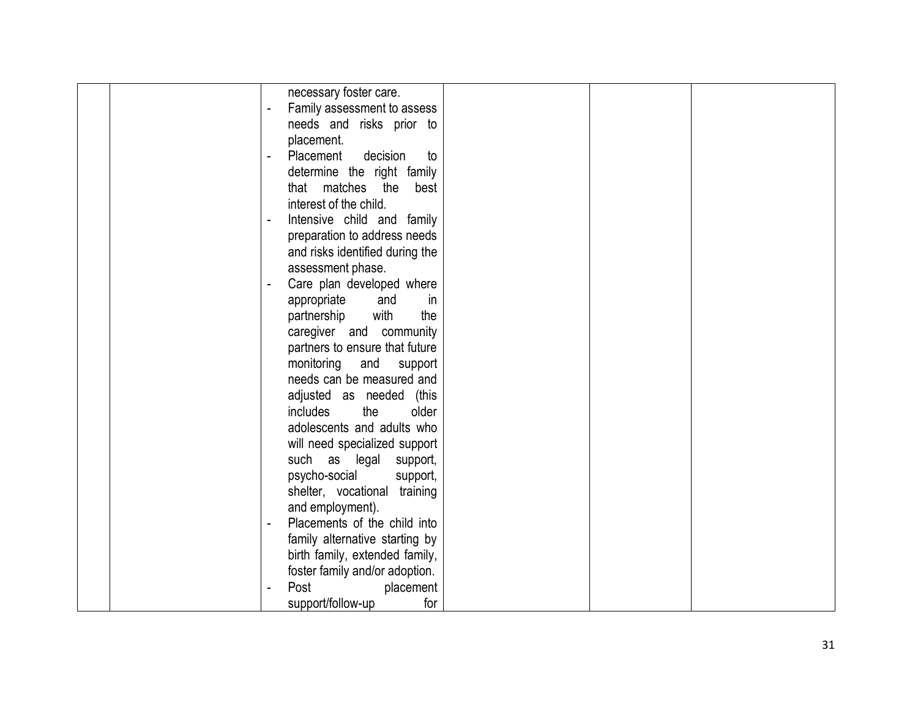| | | | | | |
|---|---|---|---|---|---|
| | | necessary foster care.<br>- Family assessment to assess needs and risks prior to placement.<br>- Placement decision to determine the right family that matches the best interest of the child.<br>- Intensive child and family preparation to address needs and risks identified during the assessment phase.<br>- Care plan developed where appropriate and in partnership with the caregiver and community partners to ensure that future monitoring and support needs can be measured and adjusted as needed (this includes the older adolescents and adults who will need specialized support such as legal support, psycho-social support, shelter, vocational training and employment).<br>- Placements of the child into family alternative starting by birth family, extended family, foster family and/or adoption.<br>- Post placement support/follow-up for | | | |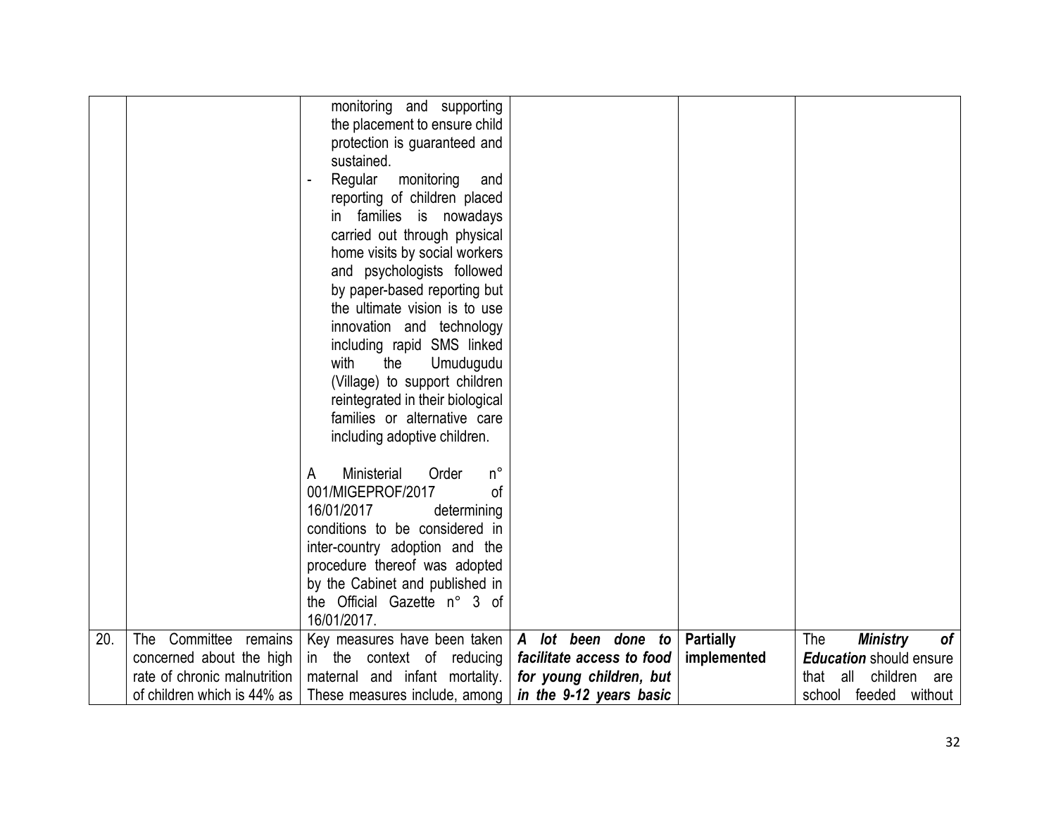| | | | | | |
|---|---|---|---|---|---|
| | | monitoring and supporting the placement to ensure child protection is guaranteed and sustained.<br>- Regular monitoring and reporting of children placed in families is nowadays carried out through physical home visits by social workers and psychologists followed by paper-based reporting but the ultimate vision is to use innovation and technology including rapid SMS linked with the Umudugudu (Village) to support children reintegrated in their biological families or alternative care including adoptive children.<br><br>A Ministerial Order n° 001/MIGEPROF/2017 of 16/01/2017 determining conditions to be considered in inter-country adoption and the procedure thereof was adopted by the Cabinet and published in the Official Gazette n° 3 of 16/01/2017. | | | |
| 20. | The Committee remains concerned about the high rate of chronic malnutrition of children which is 44% as | Key measures have been taken in the context of reducing maternal and infant mortality. These measures include, among | ***A lot been done to facilitate access to food for young children, but in the 9-12 years basic*** | **Partially implemented** | The ***Ministry of Education*** should ensure that all children are school feeded without |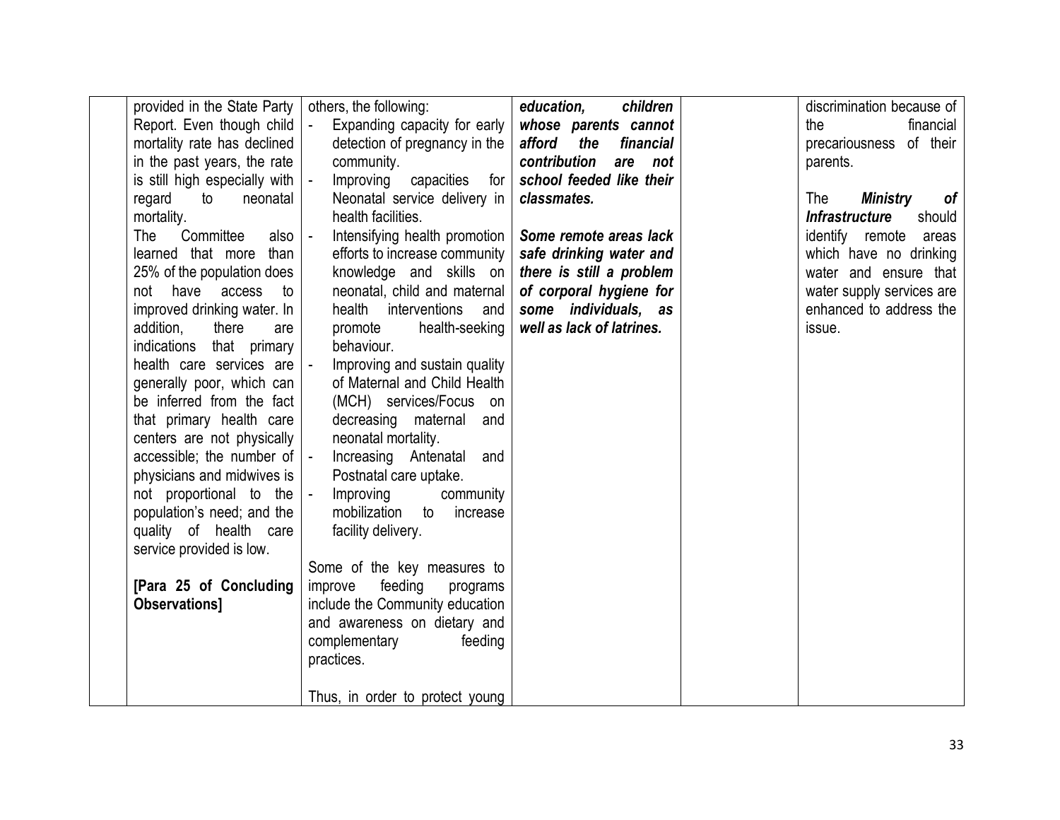| | | | | | |
|---|---|---|---|---|---|
| | provided in the State Party Report. Even though child mortality rate has declined in the past years, the rate is still high especially with regard to neonatal mortality.<br>The Committee also learned that more than 25% of the population does not have access to improved drinking water. In addition, there are indications that primary health care services are generally poor, which can be inferred from the fact that primary health care centers are not physically accessible; the number of physicians and midwives is not proportional to the population's need; and the quality of health care service provided is low.<br><br>**[Para 25 of Concluding Observations]** | others, the following:<br>- Expanding capacity for early detection of pregnancy in the community.<br>- Improving capacities for Neonatal service delivery in health facilities.<br>- Intensifying health promotion efforts to increase community knowledge and skills on neonatal, child and maternal health interventions and promote health-seeking behaviour.<br>- Improving and sustain quality of Maternal and Child Health (MCH) services/Focus on decreasing maternal and neonatal mortality.<br>- Increasing Antenatal and Postnatal care uptake.<br>- Improving community mobilization to increase facility delivery.<br><br>Some of the key measures to improve feeding programs include the Community education and awareness on dietary and complementary feeding practices.<br><br>Thus, in order to protect young | ***education, children whose parents cannot afford the financial contribution are not school feeded like their classmates.***<br><br>***Some remote areas lack safe drinking water and there is still a problem of corporal hygiene for some individuals, as well as lack of latrines.*** | | discrimination because of the financial precariousness of their parents.<br><br>The ***Ministry of Infrastructure*** should identify remote areas which have no drinking water and ensure that water supply services are enhanced to address the issue. |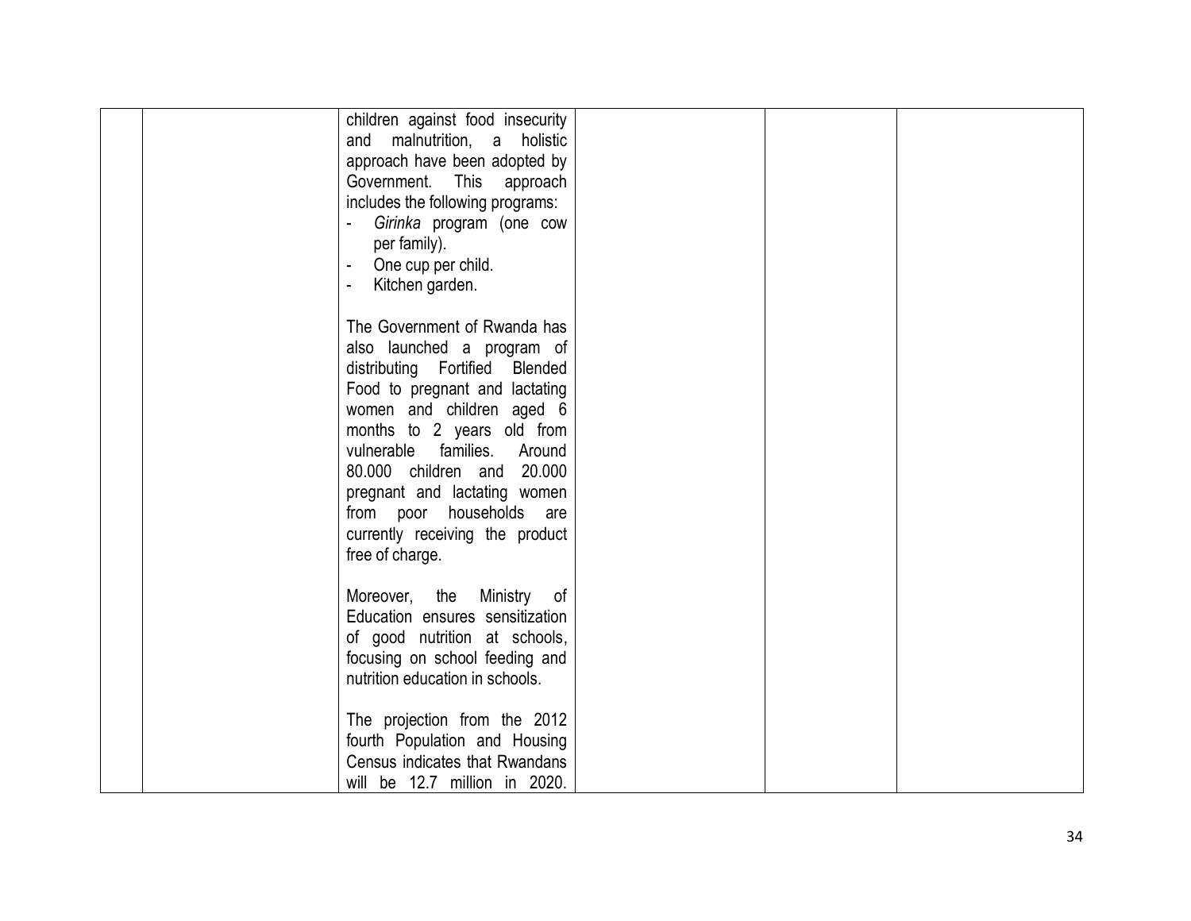|  |  |  |  |  |  |
|---|---|---|---|---|---|
|  |  | children against food insecurity and malnutrition, a holistic approach have been adopted by Government. This approach includes the following programs:<br>- *Girinka* program (one cow per family).<br>- One cup per child.<br>- Kitchen garden.<br><br>The Government of Rwanda has also launched a program of distributing Fortified Blended Food to pregnant and lactating women and children aged 6 months to 2 years old from vulnerable families. Around 80.000 children and 20.000 pregnant and lactating women from poor households are currently receiving the product free of charge.<br><br>Moreover, the Ministry of Education ensures sensitization of good nutrition at schools, focusing on school feeding and nutrition education in schools.<br><br>The projection from the 2012 fourth Population and Housing Census indicates that Rwandans will be 12.7 million in 2020. |  |  |  |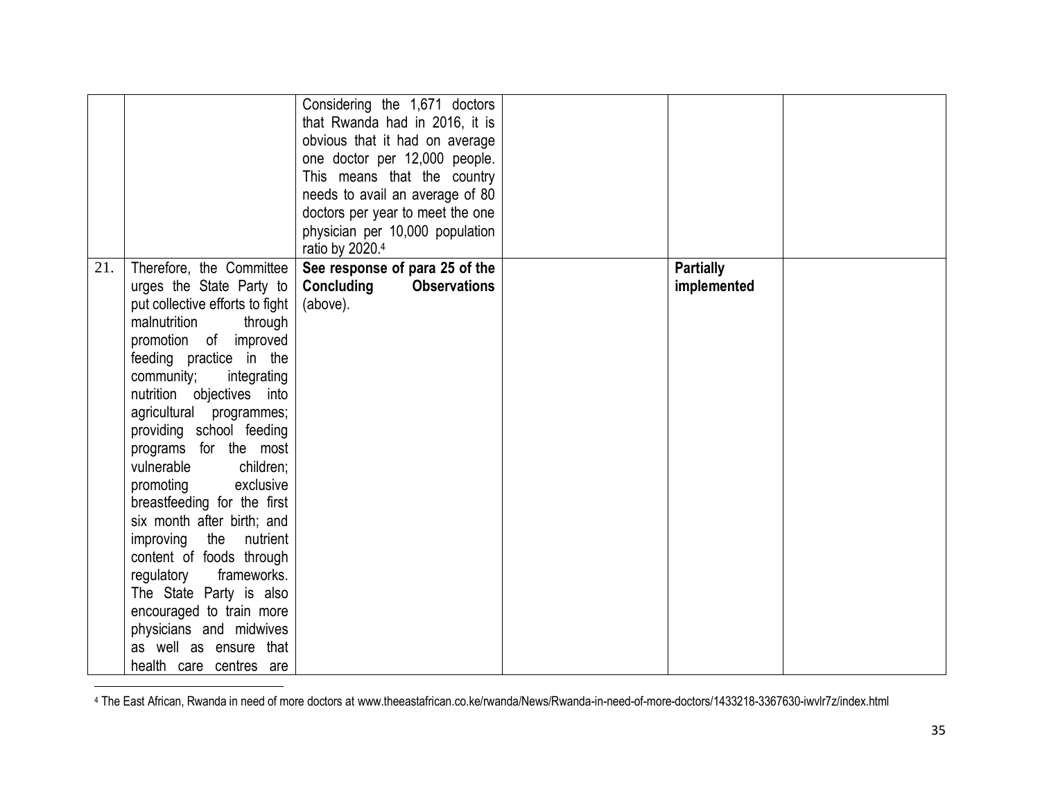| | | | | | |
|---|---|---|---|---|---|
| | | Considering the 1,671 doctors that Rwanda had in 2016, it is obvious that it had on average one doctor per 12,000 people. This means that the country needs to avail an average of 80 doctors per year to meet the one physician per 10,000 population ratio by 2020.[4] | | | |
| 21. | Therefore, the Committee urges the State Party to put collective efforts to fight malnutrition through promotion of improved feeding practice in the community; integrating nutrition objectives into agricultural programmes; providing school feeding programs for the most vulnerable children; promoting exclusive breastfeeding for the first six month after birth; and improving the nutrient content of foods through regulatory frameworks. The State Party is also encouraged to train more physicians and midwives as well as ensure that health care centres are | **See response of para 25 of the Concluding Observations** (above). | | **Partially implemented** | |

[4] The East African, Rwanda in need of more doctors at www.theeastafrican.co.ke/rwanda/News/Rwanda-in-need-of-more-doctors/1433218-3367630-iwvlr7z/index.html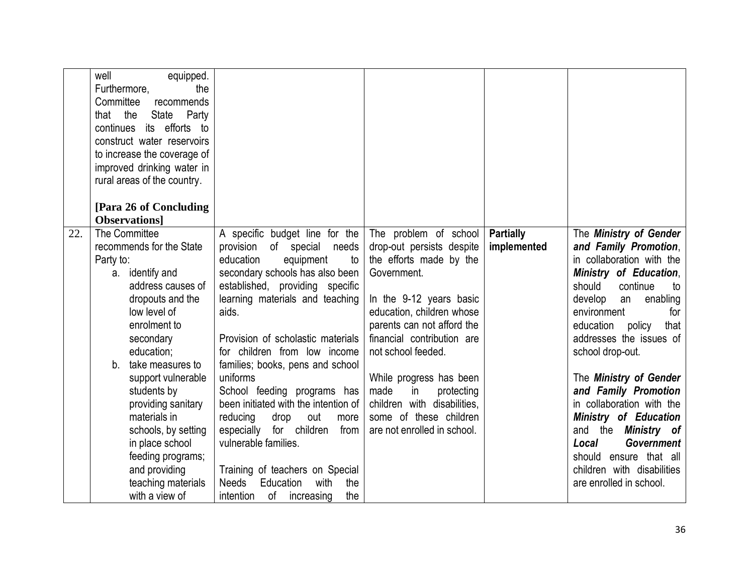| | | | | | |
|---|---|---|---|---|---|
| | well equipped. Furthermore, the Committee recommends that the State Party continues its efforts to construct water reservoirs to increase the coverage of improved drinking water in rural areas of the country.<br><br>**[Para 26 of Concluding Observations]** | | | | |
| 22. | The Committee recommends for the State Party to:<br>a. identify and address causes of dropouts and the low level of enrolment to secondary education;<br>b. take measures to support vulnerable students by providing sanitary materials in schools, by setting in place school feeding programs; and providing teaching materials with a view of | A specific budget line for the provision of special needs education equipment to secondary schools has also been established, providing specific learning materials and teaching aids.<br><br>Provision of scholastic materials for children from low income families; books, pens and school uniforms<br>School feeding programs has been initiated with the intention of reducing drop out more especially for children from vulnerable families.<br><br>Training of teachers on Special Needs Education with the intention of increasing the | The problem of school drop-out persists despite the efforts made by the Government.<br><br>In the 9-12 years basic education, children whose parents can not afford the financial contribution are not school feeded.<br><br>While progress has been made in protecting children with disabilities, some of these children are not enrolled in school. | **Partially implemented** | The ***Ministry of Gender and Family Promotion***, in collaboration with the ***Ministry of Education***, should continue to develop an enabling environment for education policy that addresses the issues of school drop-out.<br><br>The ***Ministry of Gender and Family Promotion*** in collaboration with the ***Ministry of Education*** and the ***Ministry of Local Government*** should ensure that all children with disabilities are enrolled in school. |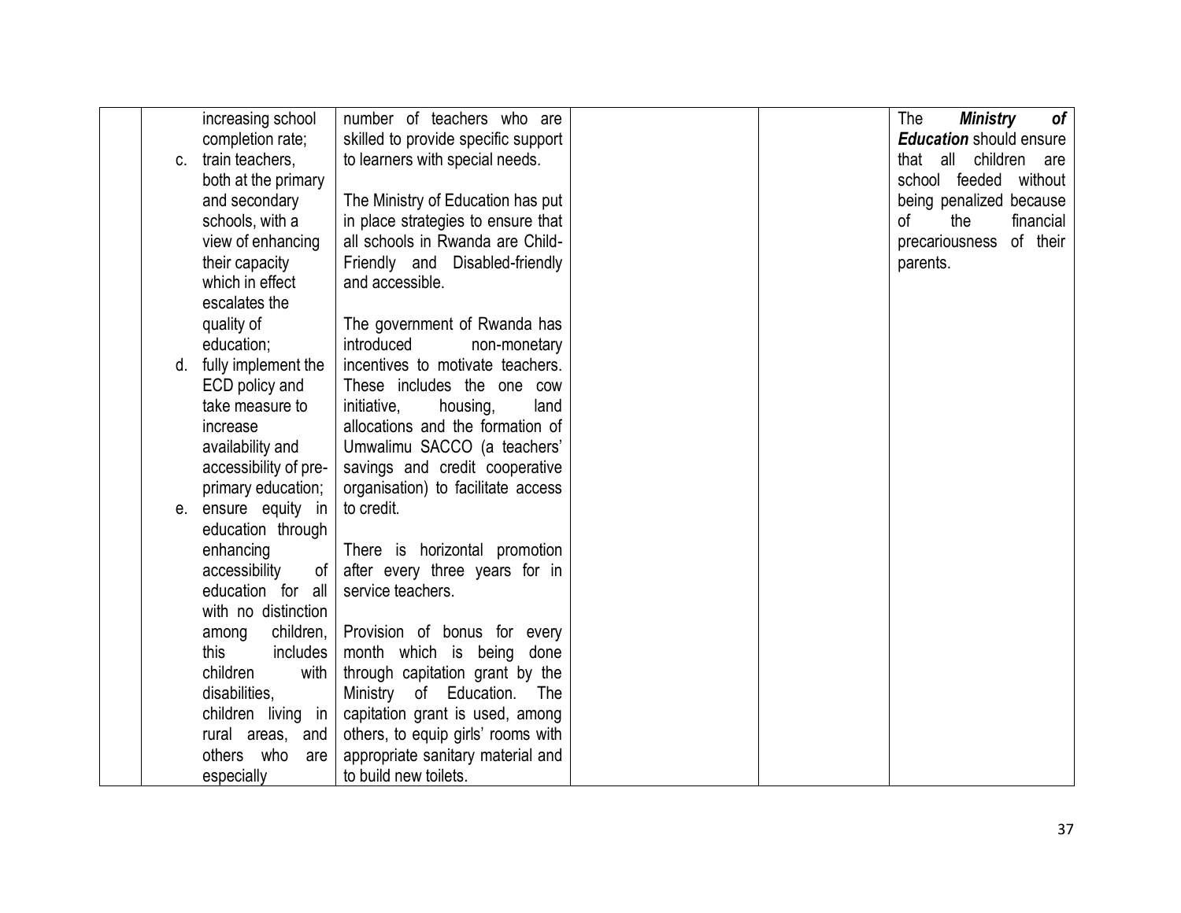| | | | | | |
|---|---|---|---|---|---|
| | increasing school completion rate;<br>c. train teachers, both at the primary and secondary schools, with a view of enhancing their capacity which in effect escalates the quality of education;<br>d. fully implement the ECD policy and take measure to increase availability and accessibility of pre-primary education;<br>e. ensure equity in education through enhancing accessibility of education for all with no distinction among children, this includes children with disabilities, children living in rural areas, and others who are especially | number of teachers who are skilled to provide specific support to learners with special needs.<br><br>The Ministry of Education has put in place strategies to ensure that all schools in Rwanda are Child-Friendly and Disabled-friendly and accessible.<br><br>The government of Rwanda has introduced non-monetary incentives to motivate teachers. These includes the one cow initiative, housing, land allocations and the formation of Umwalimu SACCO (a teachers' savings and credit cooperative organisation) to facilitate access to credit.<br><br>There is horizontal promotion after every three years for in service teachers.<br><br>Provision of bonus for every month which is being done through capitation grant by the Ministry of Education. The capitation grant is used, among others, to equip girls' rooms with appropriate sanitary material and to build new toilets. | | | The ***Ministry of Education*** should ensure that all children are school feeded without being penalized because of the financial precariousness of their parents. |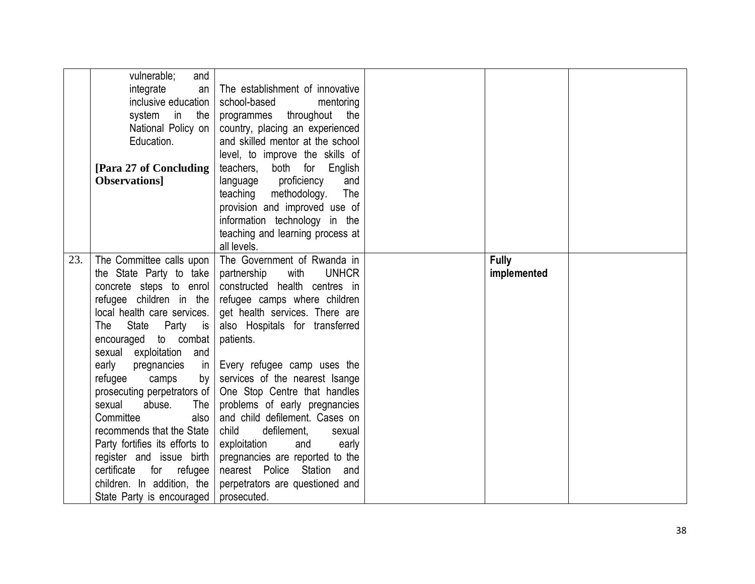| | | | | | |
|---|---|---|---|---|---|
| | vulnerable; and integrate an inclusive education system in the National Policy on Education.<br><br>**[Para 27 of Concluding Observations]** | The establishment of innovative school-based mentoring programmes throughout the country, placing an experienced and skilled mentor at the school level, to improve the skills of teachers, both for English language proficiency and teaching methodology. The provision and improved use of information technology in the teaching and learning process at all levels. | | | |
| 23. | The Committee calls upon the State Party to take concrete steps to enrol refugee children in the local health care services. The State Party is encouraged to combat sexual exploitation and early pregnancies in refugee camps by prosecuting perpetrators of sexual abuse. The Committee also recommends that the State Party fortifies its efforts to register and issue birth certificate for refugee children. In addition, the State Party is encouraged | The Government of Rwanda in partnership with UNHCR constructed health centres in refugee camps where children get health services. There are also Hospitals for transferred patients.<br><br>Every refugee camp uses the services of the nearest Isange One Stop Centre that handles problems of early pregnancies and child defilement. Cases on child defilement, sexual exploitation and early pregnancies are reported to the nearest Police Station and perpetrators are questioned and prosecuted. | | **Fully implemented** | |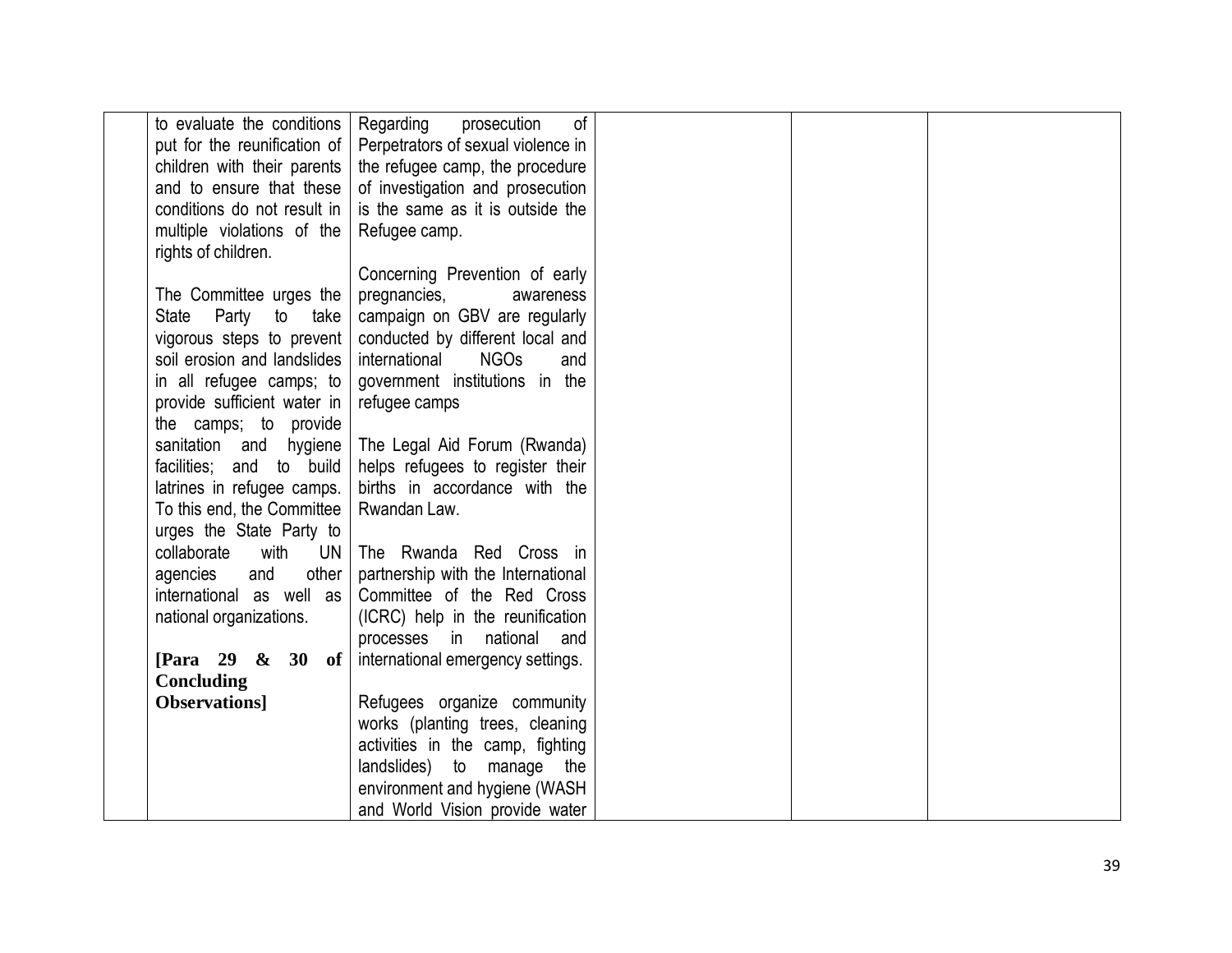| | | | | | |
|---|---|---|---|---|---|
| | to evaluate the conditions put for the reunification of children with their parents and to ensure that these conditions do not result in multiple violations of the rights of children.<br><br>The Committee urges the State Party to take vigorous steps to prevent soil erosion and landslides in all refugee camps; to provide sufficient water in the camps; to provide sanitation and hygiene facilities; and to build latrines in refugee camps. To this end, the Committee urges the State Party to collaborate with UN agencies and other international as well as national organizations.<br><br>**[Para 29 & 30 of Concluding Observations]** | Regarding prosecution of Perpetrators of sexual violence in the refugee camp, the procedure of investigation and prosecution is the same as it is outside the Refugee camp.<br><br>Concerning Prevention of early pregnancies, awareness campaign on GBV are regularly conducted by different local and international NGOs and government institutions in the refugee camps<br><br>The Legal Aid Forum (Rwanda) helps refugees to register their births in accordance with the Rwandan Law.<br><br>The Rwanda Red Cross in partnership with the International Committee of the Red Cross (ICRC) help in the reunification processes in national and international emergency settings.<br><br>Refugees organize community works (planting trees, cleaning activities in the camp, fighting landslides) to manage the environment and hygiene (WASH and World Vision provide water | | | |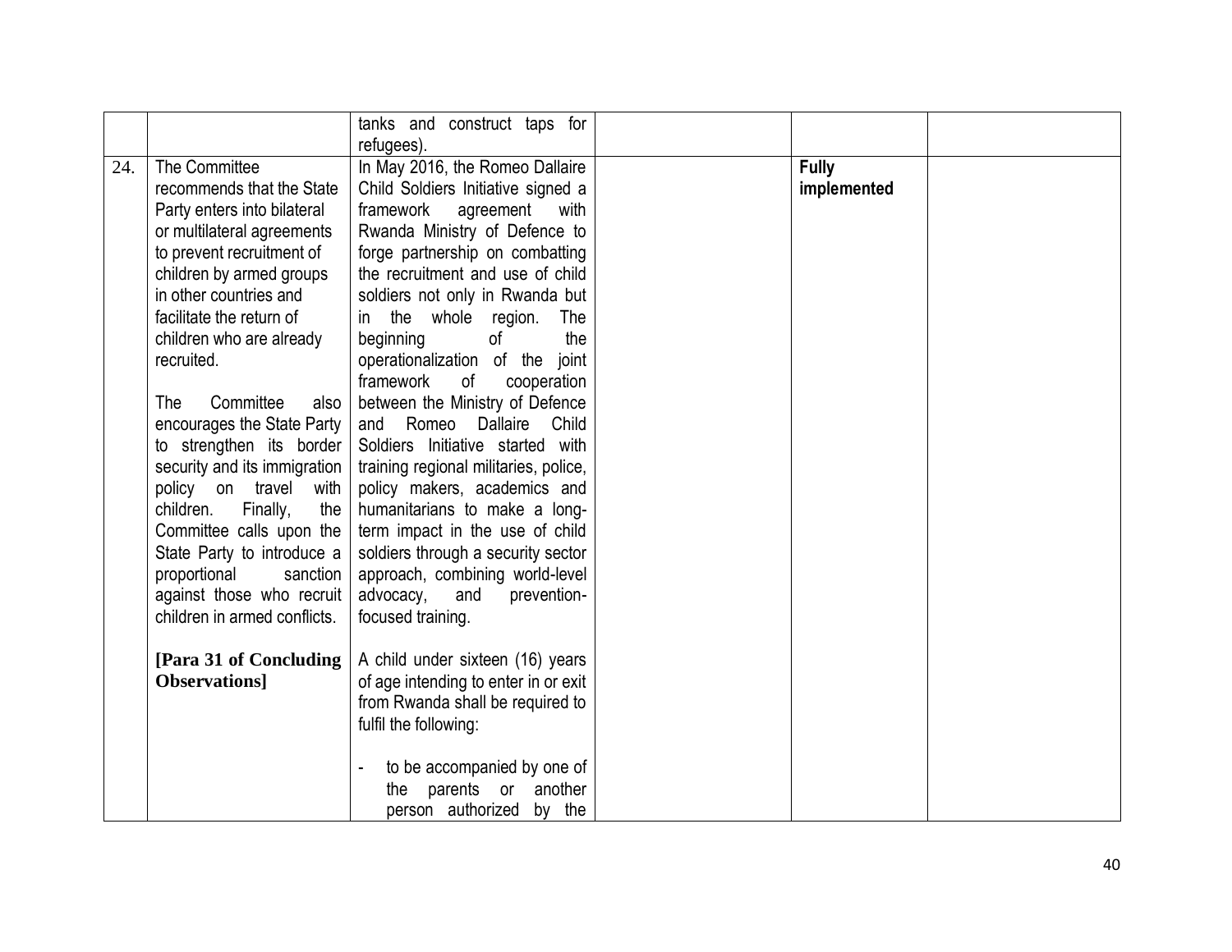| | | | | | |
|---|---|---|---|---|---|
| | | tanks and construct taps for refugees). | | | |
| 24. | The Committee recommends that the State Party enters into bilateral or multilateral agreements to prevent recruitment of children by armed groups in other countries and facilitate the return of children who are already recruited.<br><br>The Committee also encourages the State Party to strengthen its border security and its immigration policy on travel with children. Finally, the Committee calls upon the State Party to introduce a proportional sanction against those who recruit children in armed conflicts.<br><br>**[Para 31 of Concluding Observations]** | In May 2016, the Romeo Dallaire Child Soldiers Initiative signed a framework agreement with Rwanda Ministry of Defence to forge partnership on combatting the recruitment and use of child soldiers not only in Rwanda but in the whole region. The beginning of the operationalization of the joint framework of cooperation between the Ministry of Defence and Romeo Dallaire Child Soldiers Initiative started with training regional militaries, police, policy makers, academics and humanitarians to make a long-term impact in the use of child soldiers through a security sector approach, combining world-level advocacy, and prevention-focused training.<br><br>A child under sixteen (16) years of age intending to enter in or exit from Rwanda shall be required to fulfil the following:<br><br>- to be accompanied by one of the parents or another person authorized by the | | **Fully implemented** | |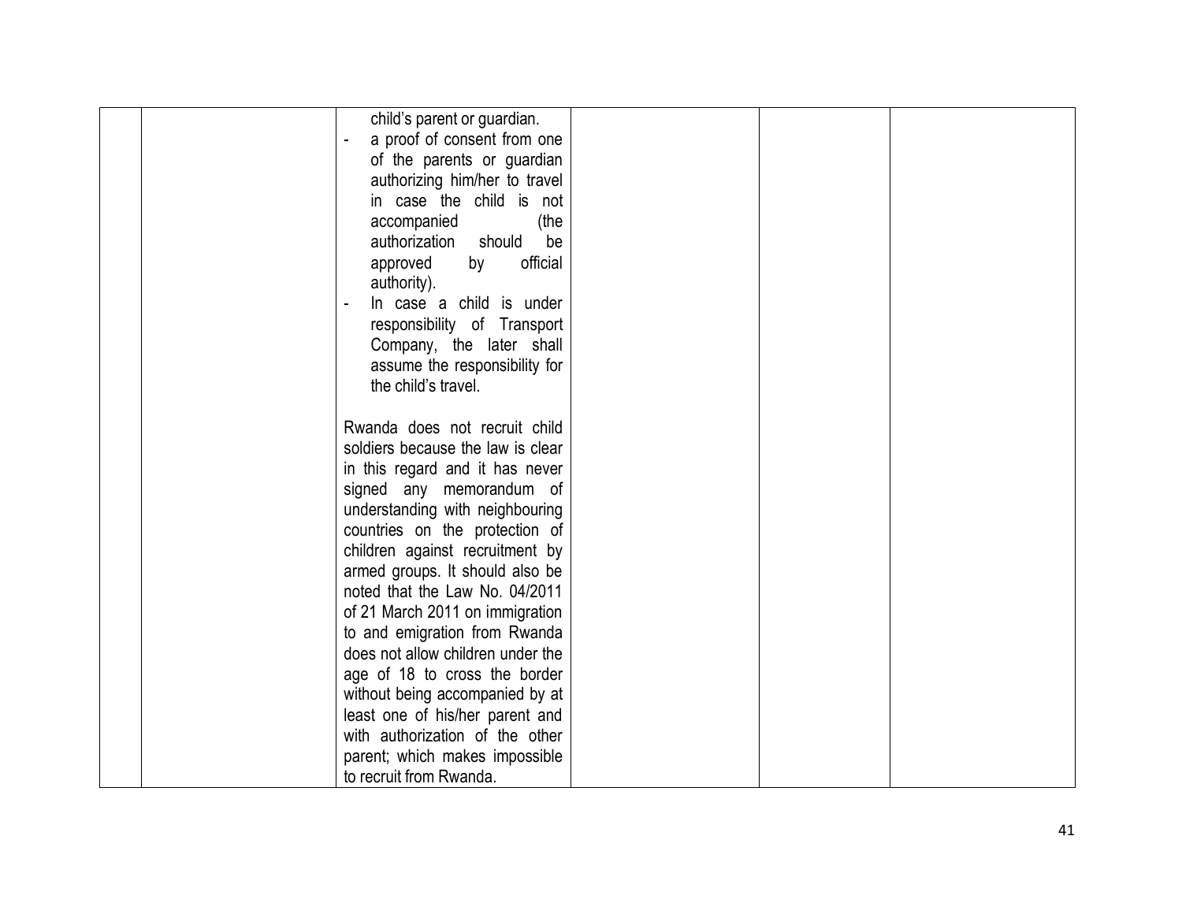| | | child's parent or guardian.<br>- a proof of consent from one of the parents or guardian authorizing him/her to travel in case the child is not accompanied (the authorization should be approved by official authority).<br>- In case a child is under responsibility of Transport Company, the later shall assume the responsibility for the child's travel.<br><br>Rwanda does not recruit child soldiers because the law is clear in this regard and it has never signed any memorandum of understanding with neighbouring countries on the protection of children against recruitment by armed groups. It should also be noted that the Law No. 04/2011 of 21 March 2011 on immigration to and emigration from Rwanda does not allow children under the age of 18 to cross the border without being accompanied by at least one of his/her parent and with authorization of the other parent; which makes impossible to recruit from Rwanda. | | | |
|---|---|---|---|---|---|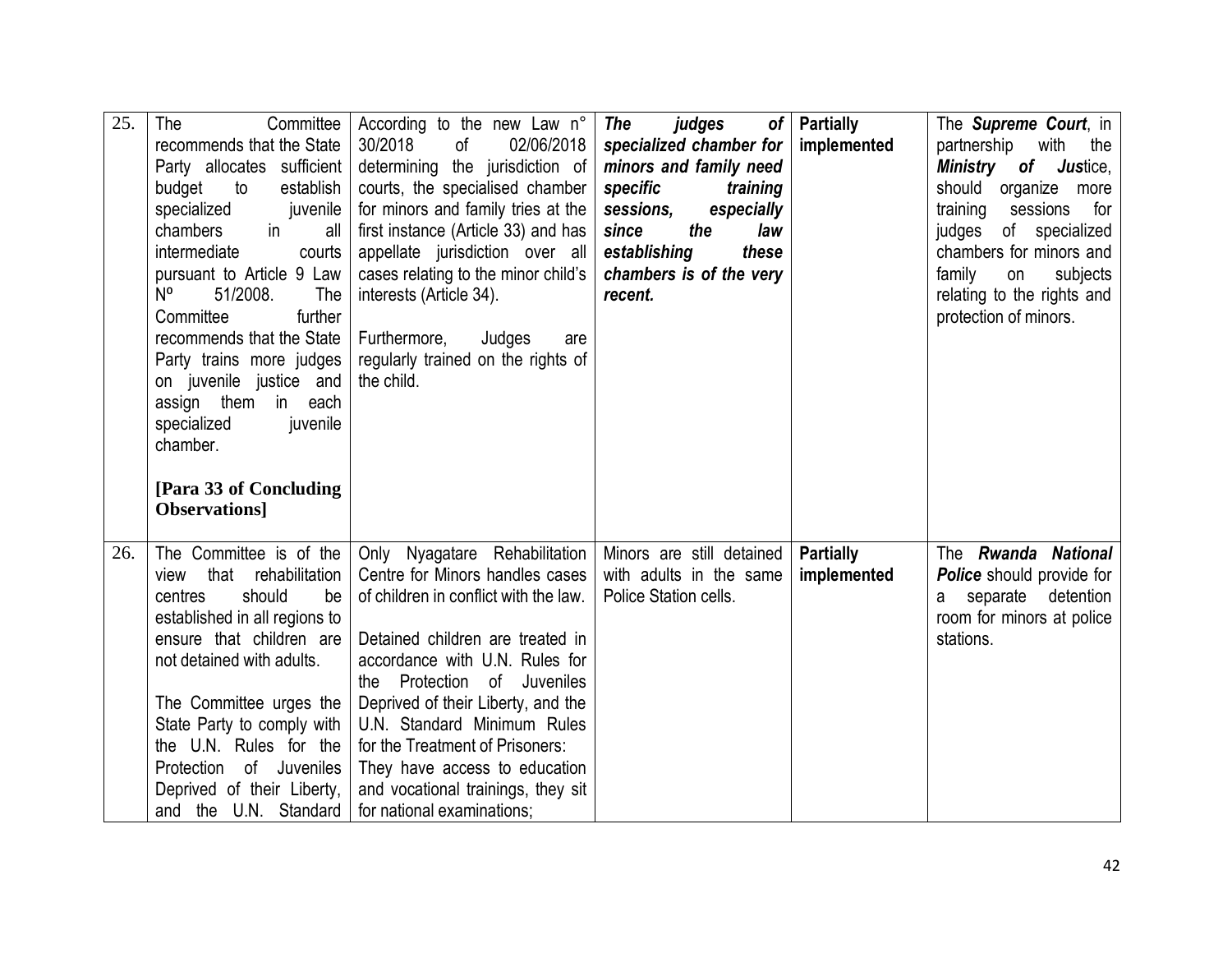| 25. | The Committee recommends that the State Party allocates sufficient budget to establish specialized juvenile chambers in all intermediate courts pursuant to Article 9 Law Nº 51/2008. The Committee further recommends that the State Party trains more judges on juvenile justice and assign them in each specialized juvenile chamber.<br><br>**[Para 33 of Concluding Observations]** | According to the new Law n° 30/2018 of 02/06/2018 determining the jurisdiction of courts, the specialised chamber for minors and family tries at the first instance (Article 33) and has appellate jurisdiction over all cases relating to the minor child's interests (Article 34).<br><br>Furthermore, Judges are regularly trained on the rights of the child. | ***The judges of specialized chamber for minors and family need specific training sessions, especially since the law establishing these chambers is of the very recent.*** | **Partially implemented** | The ***Supreme Court***, in partnership with the ***Ministry of Jus***tice, should organize more training sessions for judges of specialized chambers for minors and family on subjects relating to the rights and protection of minors. |
|---|---|---|---|---|---|
| 26. | The Committee is of the view that rehabilitation centres should be established in all regions to ensure that children are not detained with adults.<br><br>The Committee urges the State Party to comply with the U.N. Rules for the Protection of Juveniles Deprived of their Liberty, and the U.N. Standard | Only Nyagatare Rehabilitation Centre for Minors handles cases of children in conflict with the law.<br><br>Detained children are treated in accordance with U.N. Rules for the Protection of Juveniles Deprived of their Liberty, and the U.N. Standard Minimum Rules for the Treatment of Prisoners:<br>They have access to education and vocational trainings, they sit for national examinations; | Minors are still detained with adults in the same Police Station cells. | **Partially implemented** | The ***Rwanda National Police*** should provide for a separate detention room for minors at police stations. |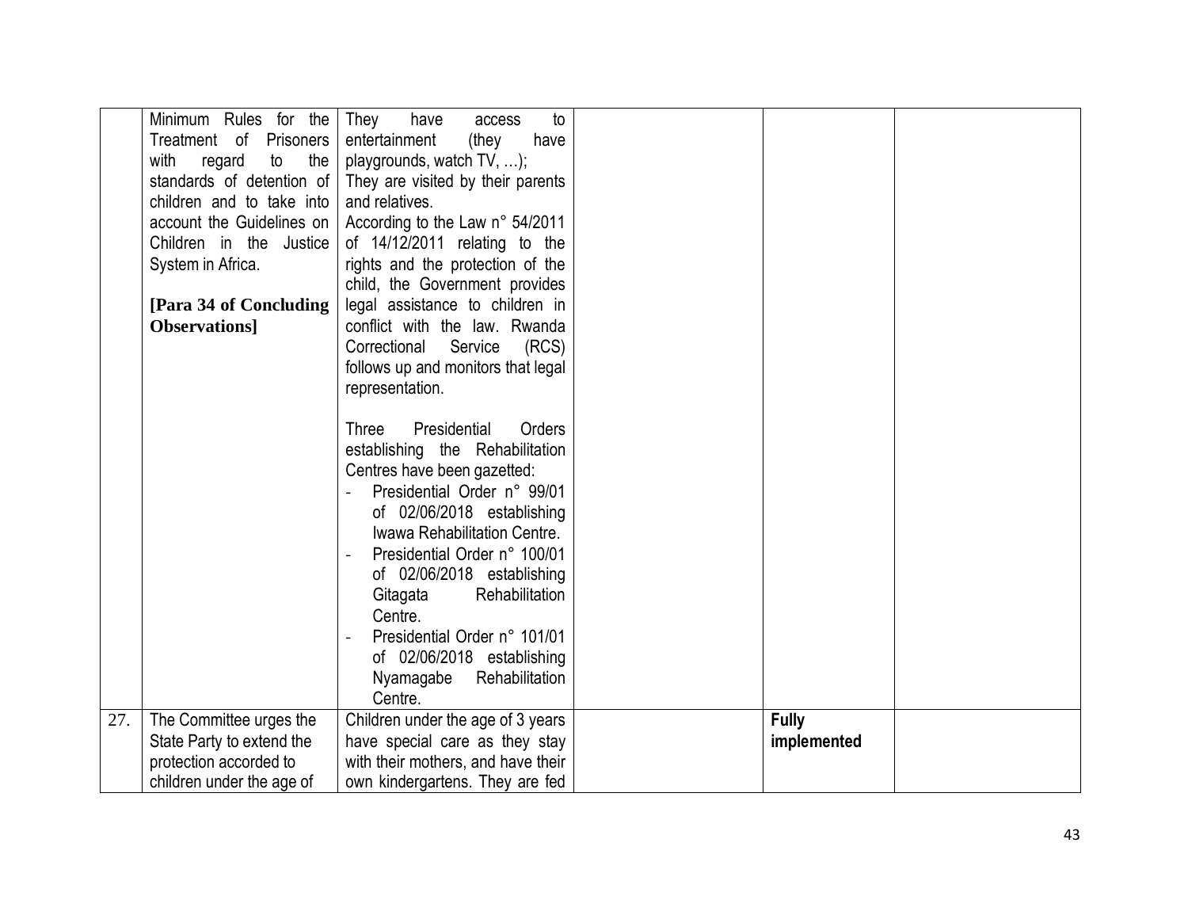| | | | | | |
|---|---|---|---|---|---|
| | Minimum Rules for the Treatment of Prisoners with regard to the standards of detention of children and to take into account the Guidelines on Children in the Justice System in Africa.<br><br>**[Para 34 of Concluding Observations]** | They have access to entertainment (they have playgrounds, watch TV, …);<br>They are visited by their parents and relatives.<br>According to the Law n° 54/2011 of 14/12/2011 relating to the rights and the protection of the child, the Government provides legal assistance to children in conflict with the law. Rwanda Correctional Service (RCS) follows up and monitors that legal representation.<br><br>Three Presidential Orders establishing the Rehabilitation Centres have been gazetted:<br>- Presidential Order n° 99/01 of 02/06/2018 establishing Iwawa Rehabilitation Centre.<br>- Presidential Order n° 100/01 of 02/06/2018 establishing Gitagata Rehabilitation Centre.<br>- Presidential Order n° 101/01 of 02/06/2018 establishing Nyamagabe Rehabilitation Centre. | | | |
| 27. | The Committee urges the State Party to extend the protection accorded to children under the age of | Children under the age of 3 years have special care as they stay with their mothers, and have their own kindergartens. They are fed | | **Fully implemented** | |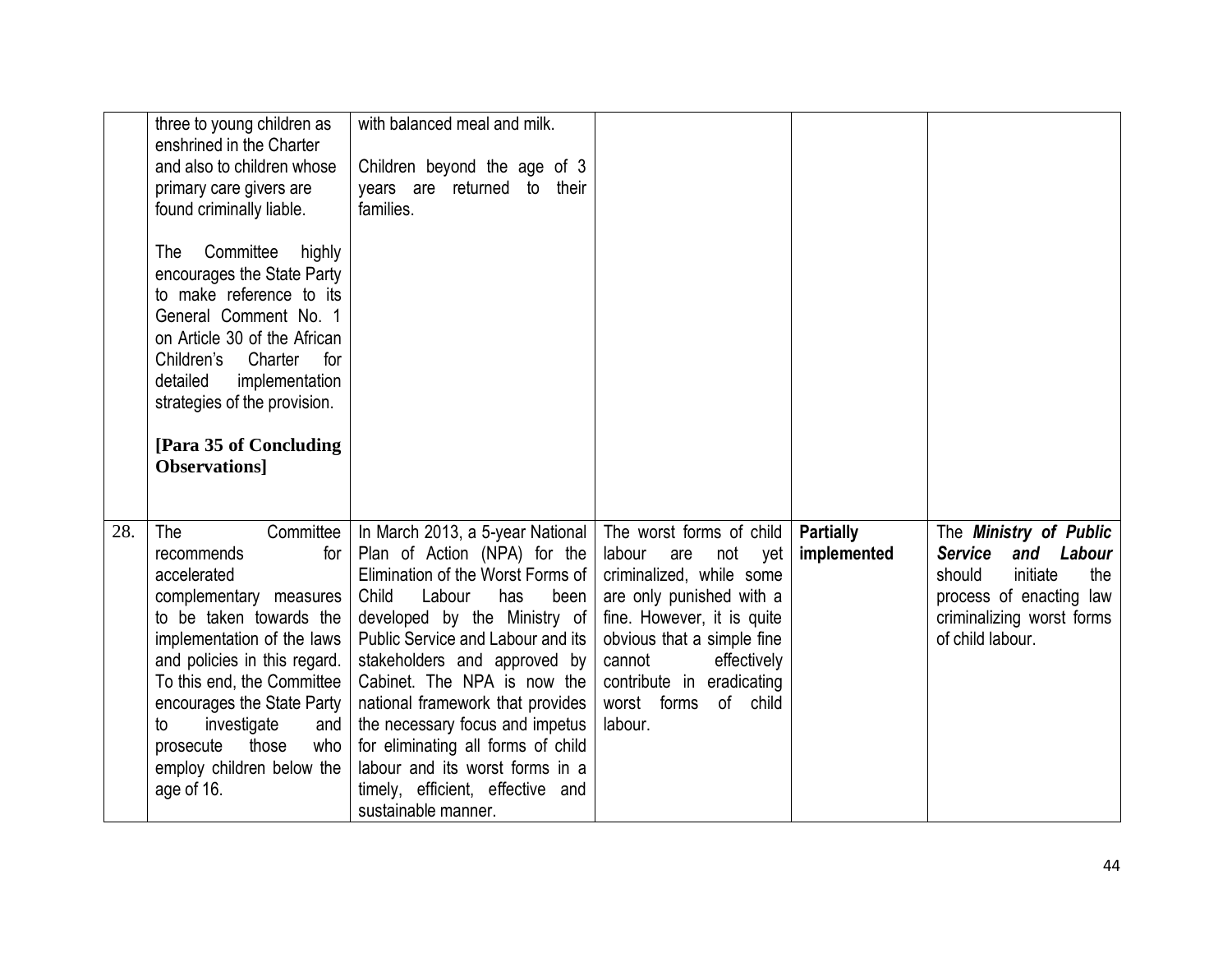| | | | | | |
|---|---|---|---|---|---|
| | three to young children as enshrined in the Charter and also to children whose primary care givers are found criminally liable.<br><br>The Committee highly encourages the State Party to make reference to its General Comment No. 1 on Article 30 of the African Children's Charter for detailed implementation strategies of the provision.<br><br>**[Para 35 of Concluding Observations]** | with balanced meal and milk.<br><br>Children beyond the age of 3 years are returned to their families. | | | |
| 28. | The Committee recommends for accelerated complementary measures to be taken towards the implementation of the laws and policies in this regard. To this end, the Committee encourages the State Party to investigate and prosecute those who employ children below the age of 16. | In March 2013, a 5-year National Plan of Action (NPA) for the Elimination of the Worst Forms of Child Labour has been developed by the Ministry of Public Service and Labour and its stakeholders and approved by Cabinet. The NPA is now the national framework that provides the necessary focus and impetus for eliminating all forms of child labour and its worst forms in a timely, efficient, effective and sustainable manner. | The worst forms of child labour are not yet criminalized, while some are only punished with a fine. However, it is quite obvious that a simple fine cannot effectively contribute in eradicating worst forms of child labour. | **Partially implemented** | The ***Ministry of Public Service and Labour*** should initiate the process of enacting law criminalizing worst forms of child labour. |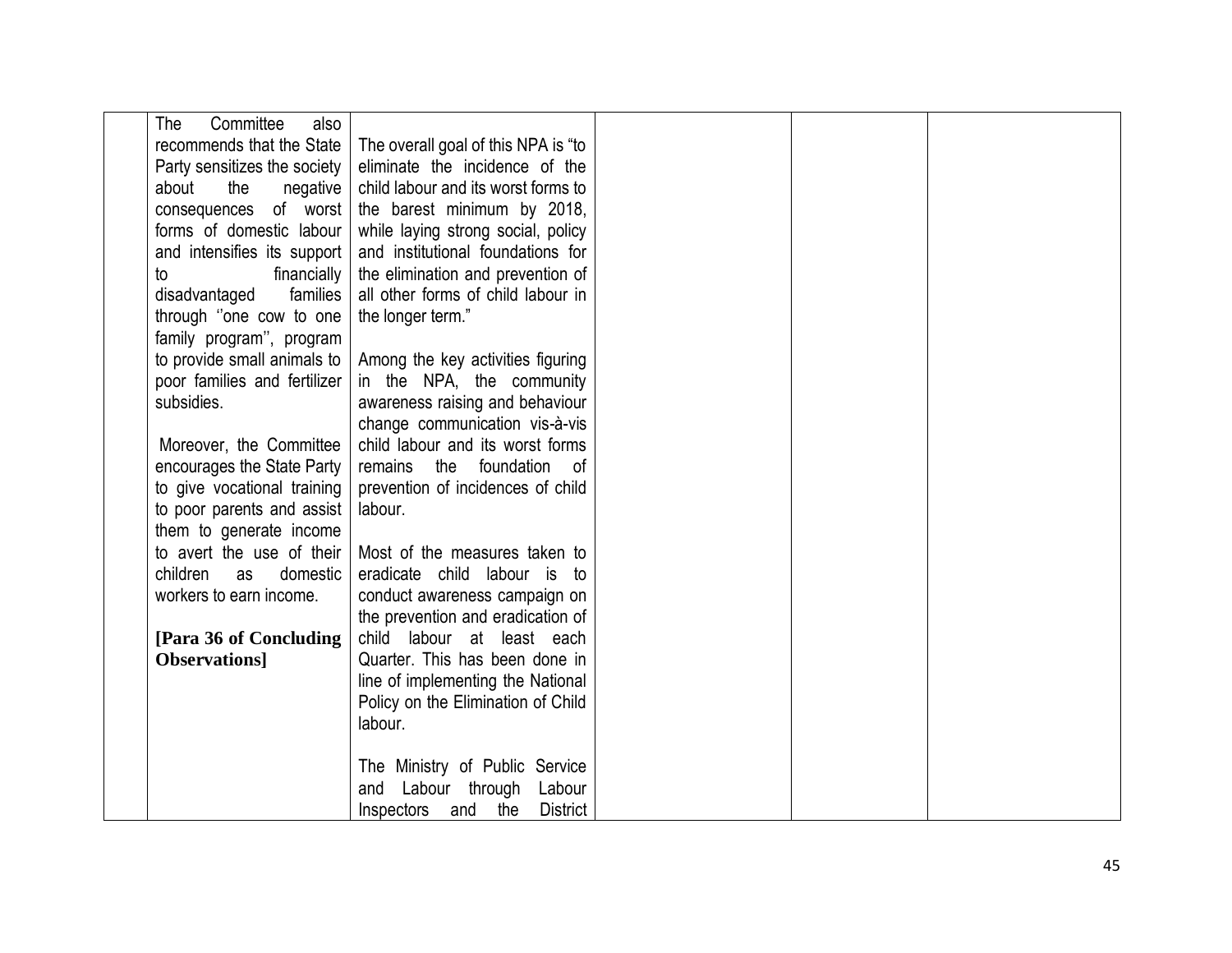|  |  |  |  |  |  |
|---|---|---|---|---|---|
|  | The Committee also recommends that the State Party sensitizes the society about the negative consequences of worst forms of domestic labour and intensifies its support to financially disadvantaged families through ''one cow to one family program'', program to provide small animals to poor families and fertilizer subsidies.<br><br>Moreover, the Committee encourages the State Party to give vocational training to poor parents and assist them to generate income to avert the use of their children as domestic workers to earn income.<br><br>**[Para 36 of Concluding Observations]** | The overall goal of this NPA is "to eliminate the incidence of the child labour and its worst forms to the barest minimum by 2018, while laying strong social, policy and institutional foundations for the elimination and prevention of all other forms of child labour in the longer term."<br><br>Among the key activities figuring in the NPA, the community awareness raising and behaviour change communication vis-à-vis child labour and its worst forms remains the foundation of prevention of incidences of child labour.<br><br>Most of the measures taken to eradicate child labour is to conduct awareness campaign on the prevention and eradication of child labour at least each Quarter. This has been done in line of implementing the National Policy on the Elimination of Child labour.<br><br>The Ministry of Public Service and Labour through Labour Inspectors and the District |  |  |  |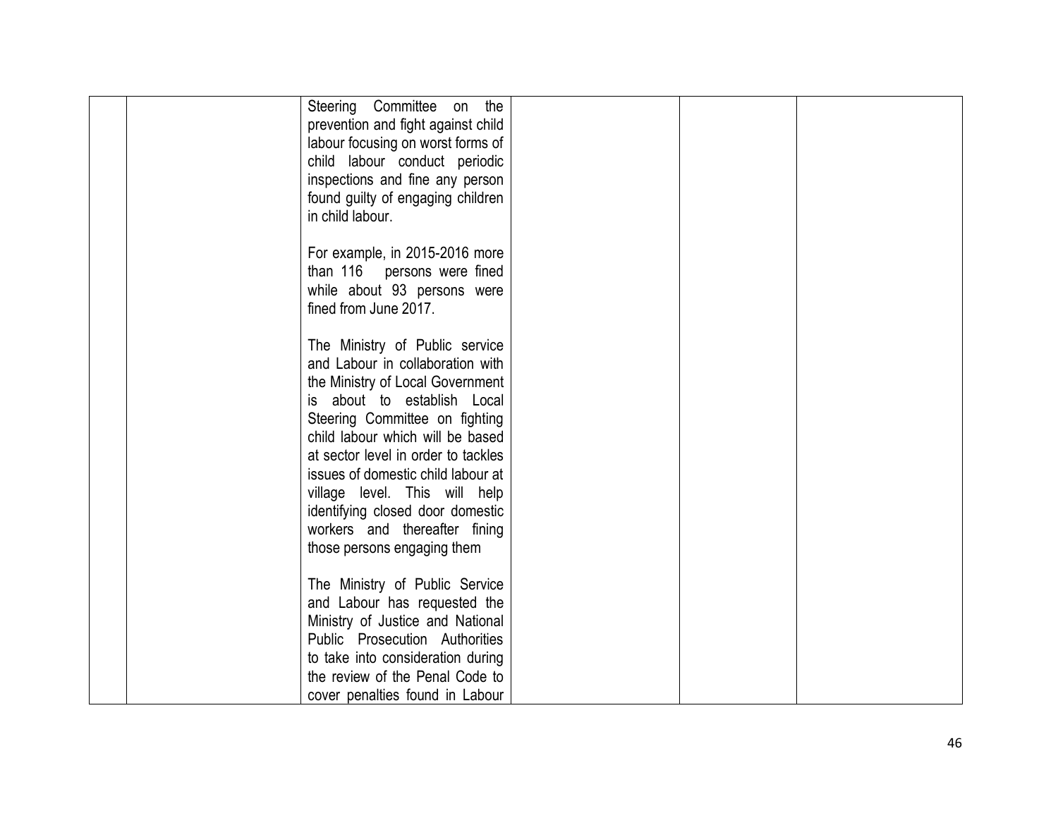|  |  |  |  |  |  |
|---|---|---|---|---|---|
|  |  | Steering Committee on the prevention and fight against child labour focusing on worst forms of child labour conduct periodic inspections and fine any person found guilty of engaging children in child labour.<br><br>For example, in 2015-2016 more than 116 persons were fined while about 93 persons were fined from June 2017.<br><br>The Ministry of Public service and Labour in collaboration with the Ministry of Local Government is about to establish Local Steering Committee on fighting child labour which will be based at sector level in order to tackles issues of domestic child labour at village level. This will help identifying closed door domestic workers and thereafter fining those persons engaging them<br><br>The Ministry of Public Service and Labour has requested the Ministry of Justice and National Public Prosecution Authorities to take into consideration during the review of the Penal Code to cover penalties found in Labour |  |  |  |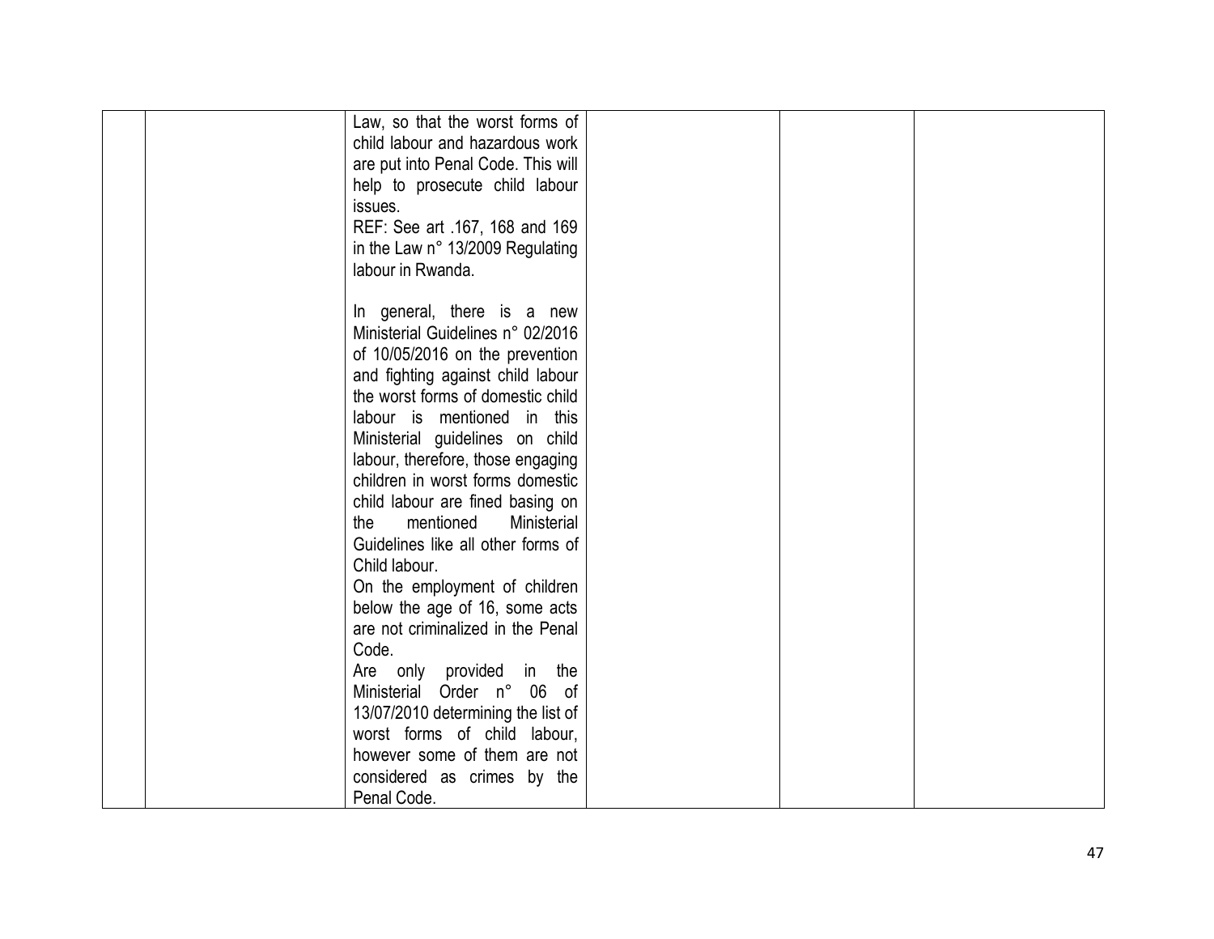|  |  |  |  |  |  |
|---|---|---|---|---|---|
|  |  | Law, so that the worst forms of child labour and hazardous work are put into Penal Code. This will help to prosecute child labour issues.<br>REF: See art .167, 168 and 169 in the Law n° 13/2009 Regulating labour in Rwanda.<br><br>In general, there is a new Ministerial Guidelines n° 02/2016 of 10/05/2016 on the prevention and fighting against child labour the worst forms of domestic child labour is mentioned in this Ministerial guidelines on child labour, therefore, those engaging children in worst forms domestic child labour are fined basing on the mentioned Ministerial Guidelines like all other forms of Child labour.<br>On the employment of children below the age of 16, some acts are not criminalized in the Penal Code.<br>Are only provided in the Ministerial Order n° 06 of 13/07/2010 determining the list of worst forms of child labour, however some of them are not considered as crimes by the Penal Code. |  |  |  |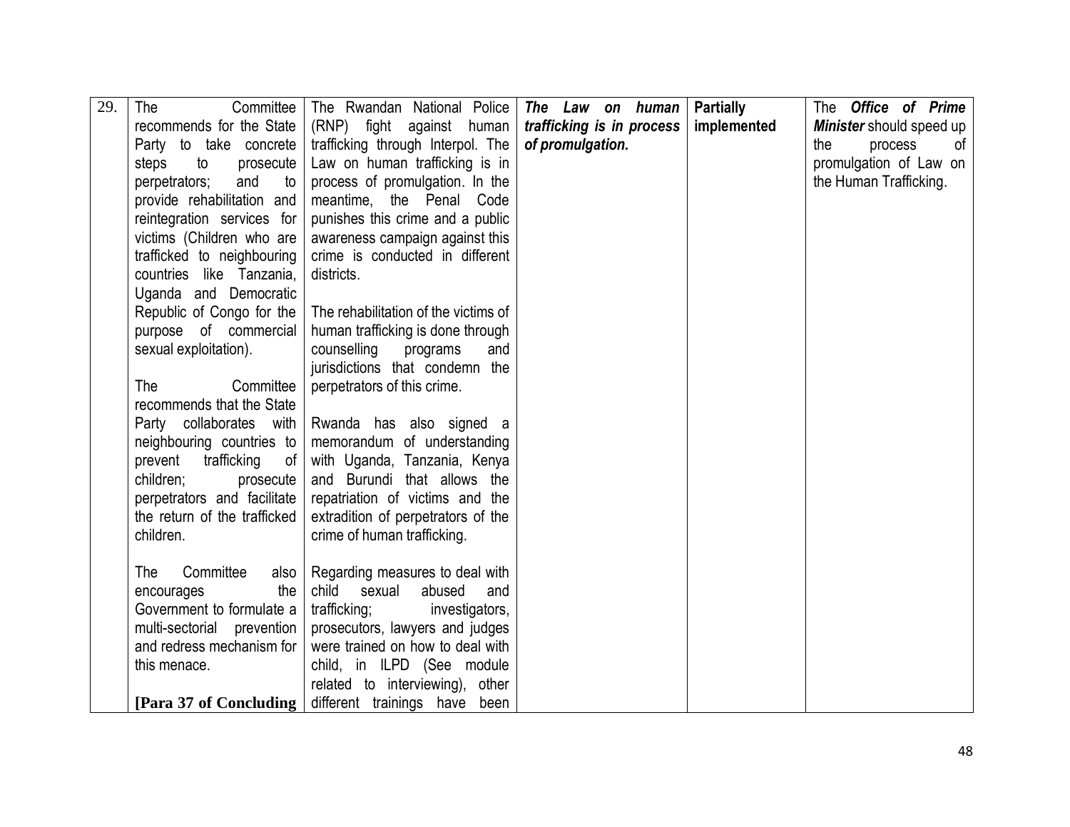| 29. | The Committee recommends for the State Party to take concrete steps to prosecute perpetrators; and to provide rehabilitation and reintegration services for victims (Children who are trafficked to neighbouring countries like Tanzania, Uganda and Democratic Republic of Congo for the purpose of commercial sexual exploitation).<br><br>The Committee recommends that the State Party collaborates with neighbouring countries to prevent trafficking of children; prosecute perpetrators and facilitate the return of the trafficked children.<br><br>The Committee also encourages the Government to formulate a multi-sectorial prevention and redress mechanism for this menace.<br><br>**[Para 37 of Concluding** | The Rwandan National Police (RNP) fight against human trafficking through Interpol. The Law on human trafficking is in process of promulgation. In the meantime, the Penal Code punishes this crime and a public awareness campaign against this crime is conducted in different districts.<br><br>The rehabilitation of the victims of human trafficking is done through counselling programs and jurisdictions that condemn the perpetrators of this crime.<br><br>Rwanda has also signed a memorandum of understanding with Uganda, Tanzania, Kenya and Burundi that allows the repatriation of victims and the extradition of perpetrators of the crime of human trafficking.<br><br>Regarding measures to deal with child sexual abused and trafficking; investigators, prosecutors, lawyers and judges were trained on how to deal with child, in ILPD (See module related to interviewing), other different trainings have been | ***The Law on human trafficking is in process of promulgation.*** | **Partially implemented** | The ***Office of Prime Minister*** should speed up the process of promulgation of Law on the Human Trafficking. |
|---|---|---|---|---|---|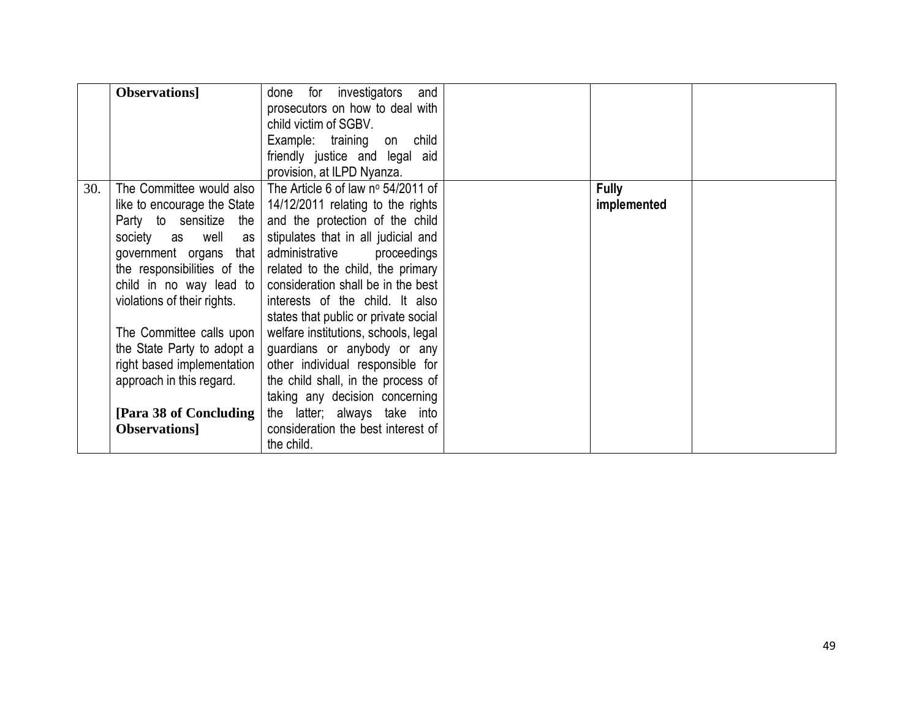| | | | | | |
|---|---|---|---|---|---|
| | **Observations]** | done for investigators and prosecutors on how to deal with child victim of SGBV.<br>Example: training on child friendly justice and legal aid provision, at ILPD Nyanza. | | | |
| 30. | The Committee would also like to encourage the State Party to sensitize the society as well as government organs that the responsibilities of the child in no way lead to violations of their rights.<br><br>The Committee calls upon the State Party to adopt a right based implementation approach in this regard.<br><br>**[Para 38 of Concluding Observations]** | The Article 6 of law nº 54/2011 of 14/12/2011 relating to the rights and the protection of the child stipulates that in all judicial and administrative proceedings related to the child, the primary consideration shall be in the best interests of the child. It also states that public or private social welfare institutions, schools, legal guardians or anybody or any other individual responsible for the child shall, in the process of taking any decision concerning the latter; always take into consideration the best interest of the child. | | **Fully implemented** | |